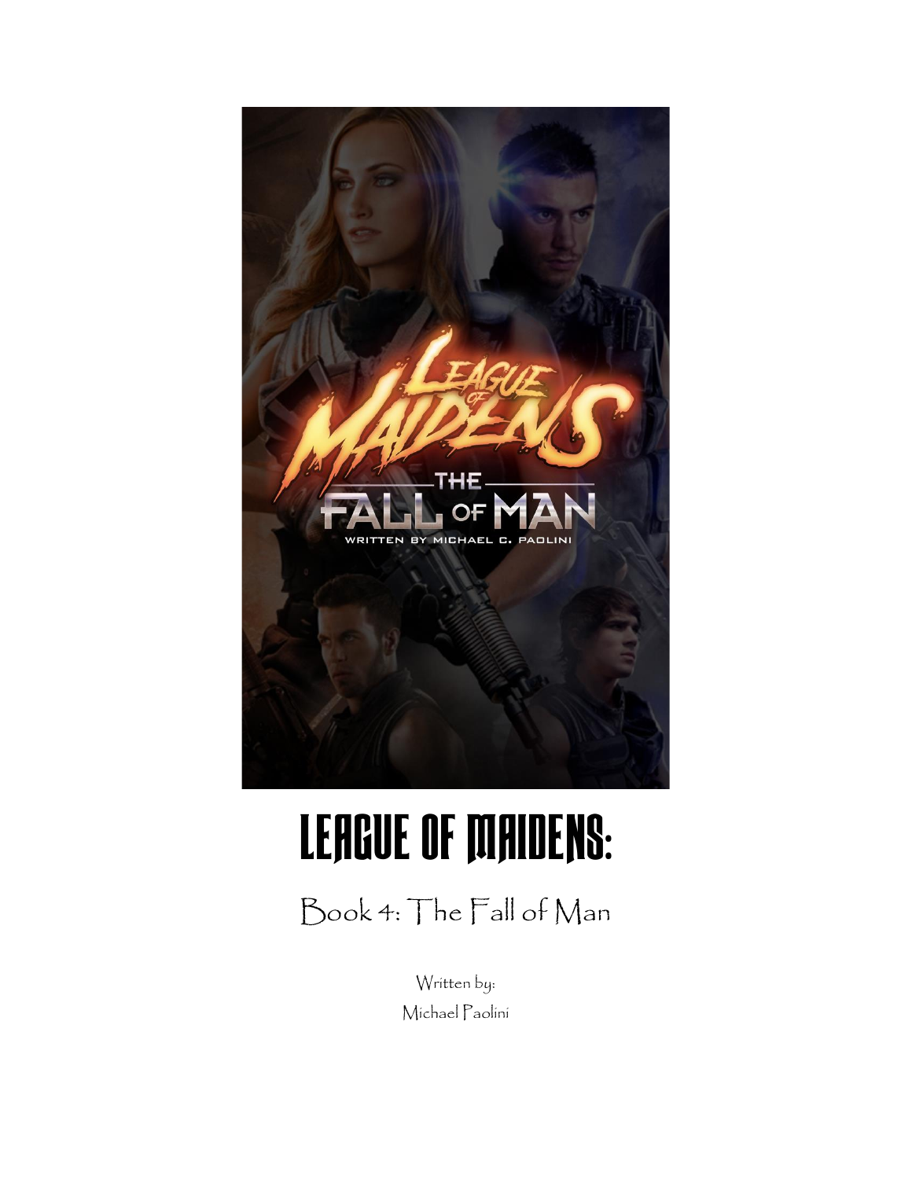# LEAGUE OF MAIDENS:

## Book 4: The Fall of Man

Written by:

Michael Paolini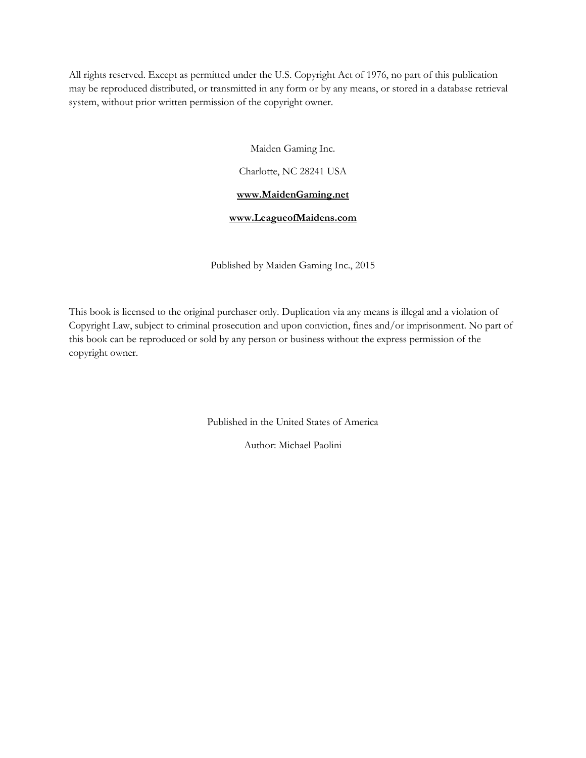All rights reserved. Except as permitted under the U.S. Copyright Act of 1976, no part of this publication may be reproduced distributed, or transmitted in any form or by any means, or stored in a database retrieval system, without prior written permission of the copyright owner.

Maiden Gaming Inc.

Charlotte, NC 28241 USA

**www.MaidenGaming.net**

**www.LeagueofMaidens.com**

Published by Maiden Gaming Inc., 2015

This book is licensed to the original purchaser only. Duplication via any means is illegal and a violation of Copyright Law, subject to criminal prosecution and upon conviction, fines and/or imprisonment. No part of this book can be reproduced or sold by any person or business without the express permission of the copyright owner.

Published in the United States of America

Author: Michael Paolini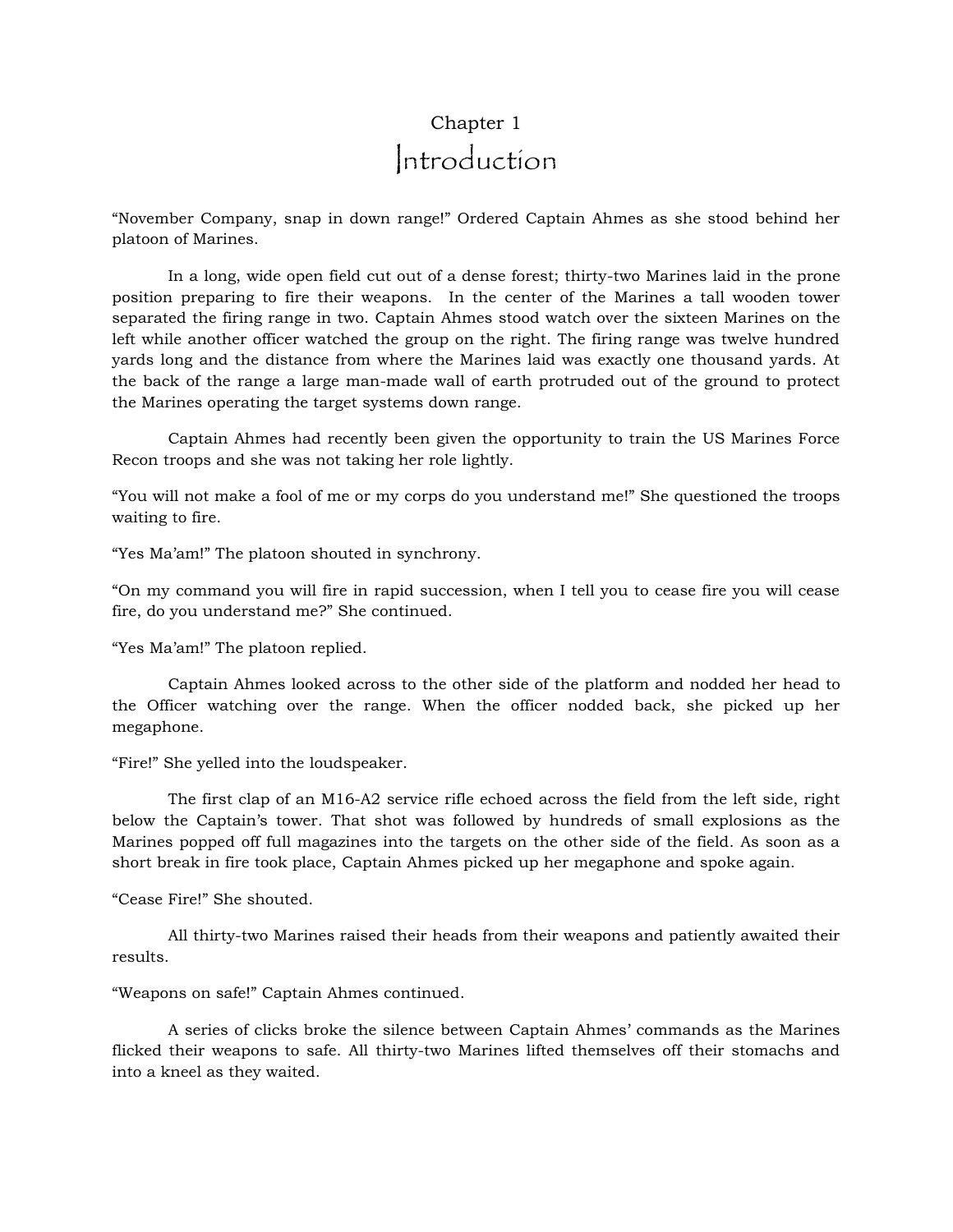# Chapter 1
# Introduction

"November Company, snap in down range!" Ordered Captain Ahmes as she stood behind her platoon of Marines.

In a long, wide open field cut out of a dense forest; thirty-two Marines laid in the prone position preparing to fire their weapons. In the center of the Marines a tall wooden tower separated the firing range in two. Captain Ahmes stood watch over the sixteen Marines on the left while another officer watched the group on the right. The firing range was twelve hundred yards long and the distance from where the Marines laid was exactly one thousand yards. At the back of the range a large man-made wall of earth protruded out of the ground to protect the Marines operating the target systems down range.

Captain Ahmes had recently been given the opportunity to train the US Marines Force Recon troops and she was not taking her role lightly.

"You will not make a fool of me or my corps do you understand me!" She questioned the troops waiting to fire.

"Yes Ma'am!" The platoon shouted in synchrony.

"On my command you will fire in rapid succession, when I tell you to cease fire you will cease fire, do you understand me?" She continued.

"Yes Ma'am!" The platoon replied.

Captain Ahmes looked across to the other side of the platform and nodded her head to the Officer watching over the range. When the officer nodded back, she picked up her megaphone.

"Fire!" She yelled into the loudspeaker.

The first clap of an M16-A2 service rifle echoed across the field from the left side, right below the Captain's tower. That shot was followed by hundreds of small explosions as the Marines popped off full magazines into the targets on the other side of the field. As soon as a short break in fire took place, Captain Ahmes picked up her megaphone and spoke again.

"Cease Fire!" She shouted.

All thirty-two Marines raised their heads from their weapons and patiently awaited their results.

"Weapons on safe!" Captain Ahmes continued.

A series of clicks broke the silence between Captain Ahmes' commands as the Marines flicked their weapons to safe. All thirty-two Marines lifted themselves off their stomachs and into a kneel as they waited.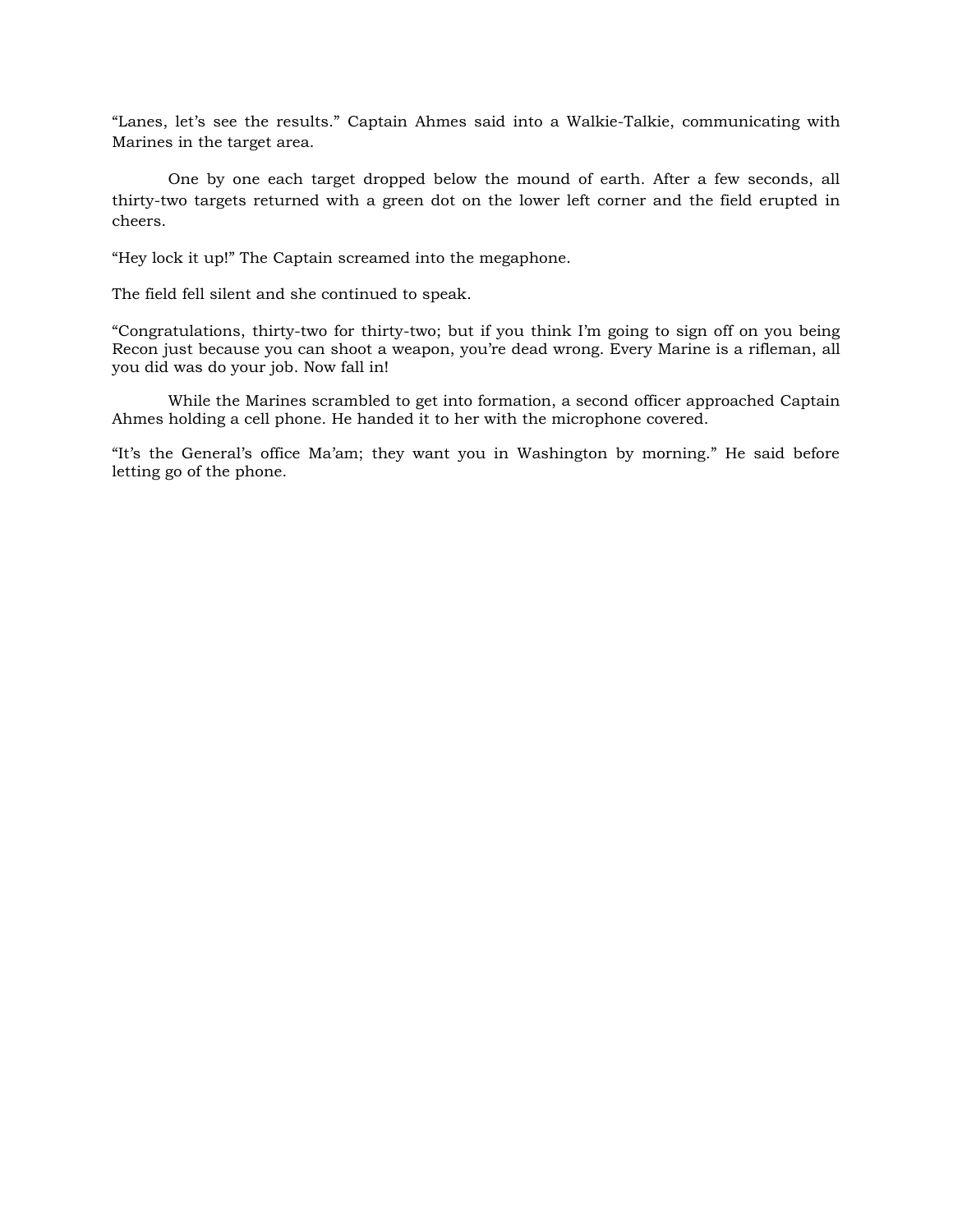"Lanes, let's see the results." Captain Ahmes said into a Walkie-Talkie, communicating with Marines in the target area.

One by one each target dropped below the mound of earth. After a few seconds, all thirty-two targets returned with a green dot on the lower left corner and the field erupted in cheers.

"Hey lock it up!" The Captain screamed into the megaphone.

The field fell silent and she continued to speak.

"Congratulations, thirty-two for thirty-two; but if you think I'm going to sign off on you being Recon just because you can shoot a weapon, you're dead wrong. Every Marine is a rifleman, all you did was do your job. Now fall in!

While the Marines scrambled to get into formation, a second officer approached Captain Ahmes holding a cell phone. He handed it to her with the microphone covered.

"It's the General's office Ma'am; they want you in Washington by morning." He said before letting go of the phone.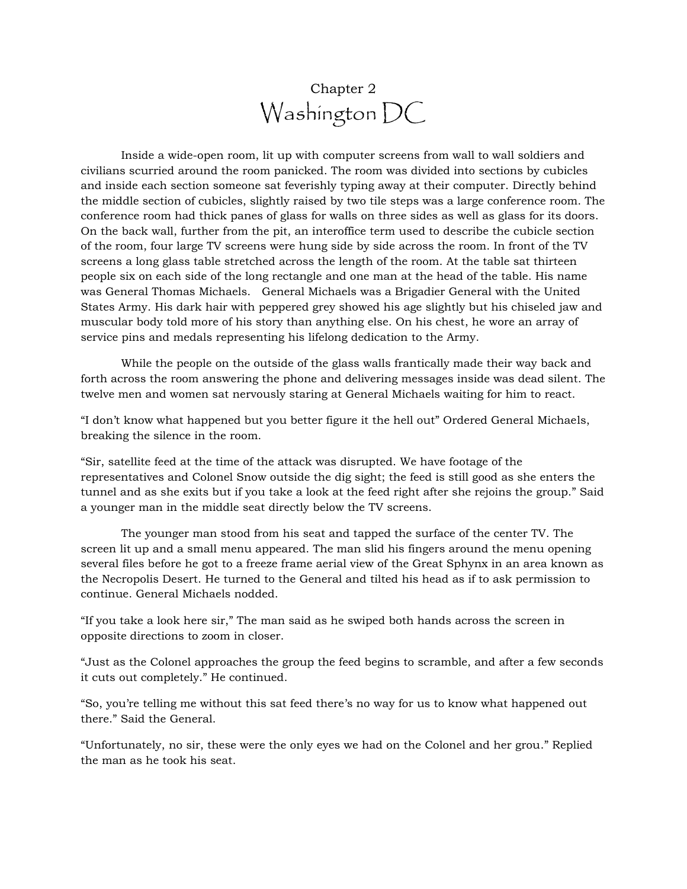Chapter 2

# Washington DC

Inside a wide-open room, lit up with computer screens from wall to wall soldiers and civilians scurried around the room panicked. The room was divided into sections by cubicles and inside each section someone sat feverishly typing away at their computer. Directly behind the middle section of cubicles, slightly raised by two tile steps was a large conference room. The conference room had thick panes of glass for walls on three sides as well as glass for its doors. On the back wall, further from the pit, an interoffice term used to describe the cubicle section of the room, four large TV screens were hung side by side across the room. In front of the TV screens a long glass table stretched across the length of the room. At the table sat thirteen people six on each side of the long rectangle and one man at the head of the table. His name was General Thomas Michaels. General Michaels was a Brigadier General with the United States Army. His dark hair with peppered grey showed his age slightly but his chiseled jaw and muscular body told more of his story than anything else. On his chest, he wore an array of service pins and medals representing his lifelong dedication to the Army.

While the people on the outside of the glass walls frantically made their way back and forth across the room answering the phone and delivering messages inside was dead silent. The twelve men and women sat nervously staring at General Michaels waiting for him to react.

"I don't know what happened but you better figure it the hell out" Ordered General Michaels, breaking the silence in the room.

"Sir, satellite feed at the time of the attack was disrupted. We have footage of the representatives and Colonel Snow outside the dig sight; the feed is still good as she enters the tunnel and as she exits but if you take a look at the feed right after she rejoins the group." Said a younger man in the middle seat directly below the TV screens.

The younger man stood from his seat and tapped the surface of the center TV. The screen lit up and a small menu appeared. The man slid his fingers around the menu opening several files before he got to a freeze frame aerial view of the Great Sphynx in an area known as the Necropolis Desert. He turned to the General and tilted his head as if to ask permission to continue. General Michaels nodded.

"If you take a look here sir," The man said as he swiped both hands across the screen in opposite directions to zoom in closer.

"Just as the Colonel approaches the group the feed begins to scramble, and after a few seconds it cuts out completely." He continued.

"So, you're telling me without this sat feed there's no way for us to know what happened out there." Said the General.

"Unfortunately, no sir, these were the only eyes we had on the Colonel and her grou." Replied the man as he took his seat.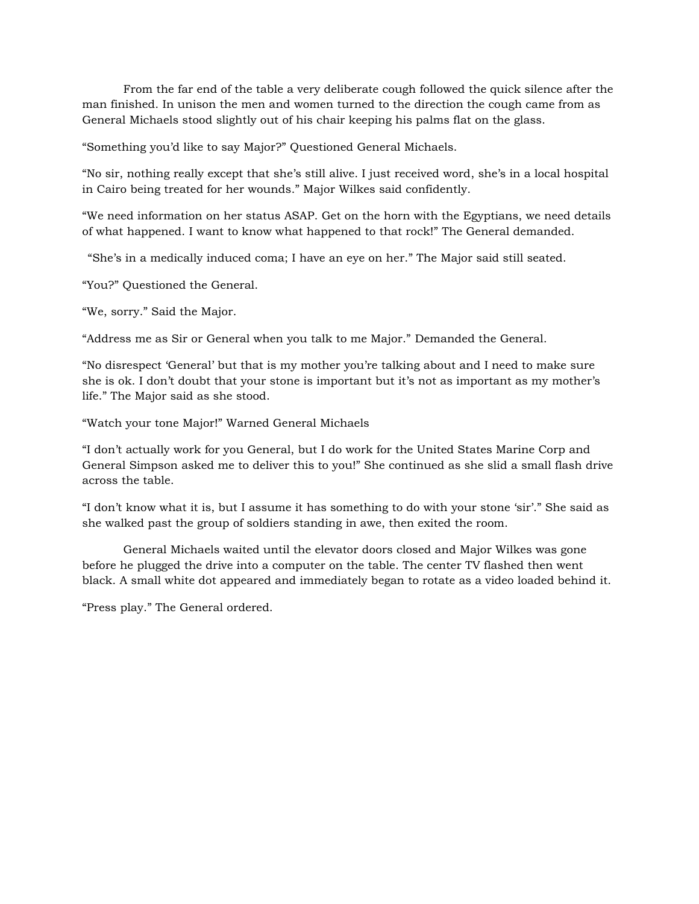From the far end of the table a very deliberate cough followed the quick silence after the man finished. In unison the men and women turned to the direction the cough came from as General Michaels stood slightly out of his chair keeping his palms flat on the glass.

“Something you’d like to say Major?” Questioned General Michaels.

“No sir, nothing really except that she’s still alive. I just received word, she’s in a local hospital in Cairo being treated for her wounds.” Major Wilkes said confidently.

“We need information on her status ASAP. Get on the horn with the Egyptians, we need details of what happened. I want to know what happened to that rock!” The General demanded.

“She’s in a medically induced coma; I have an eye on her.” The Major said still seated.

“You?” Questioned the General.

“We, sorry.” Said the Major.

“Address me as Sir or General when you talk to me Major.” Demanded the General.

“No disrespect ‘General’ but that is my mother you’re talking about and I need to make sure she is ok. I don’t doubt that your stone is important but it’s not as important as my mother’s life.” The Major said as she stood.

“Watch your tone Major!” Warned General Michaels

“I don’t actually work for you General, but I do work for the United States Marine Corp and General Simpson asked me to deliver this to you!” She continued as she slid a small flash drive across the table.

“I don’t know what it is, but I assume it has something to do with your stone ‘sir’.” She said as she walked past the group of soldiers standing in awe, then exited the room.

General Michaels waited until the elevator doors closed and Major Wilkes was gone before he plugged the drive into a computer on the table. The center TV flashed then went black. A small white dot appeared and immediately began to rotate as a video loaded behind it.

“Press play.” The General ordered.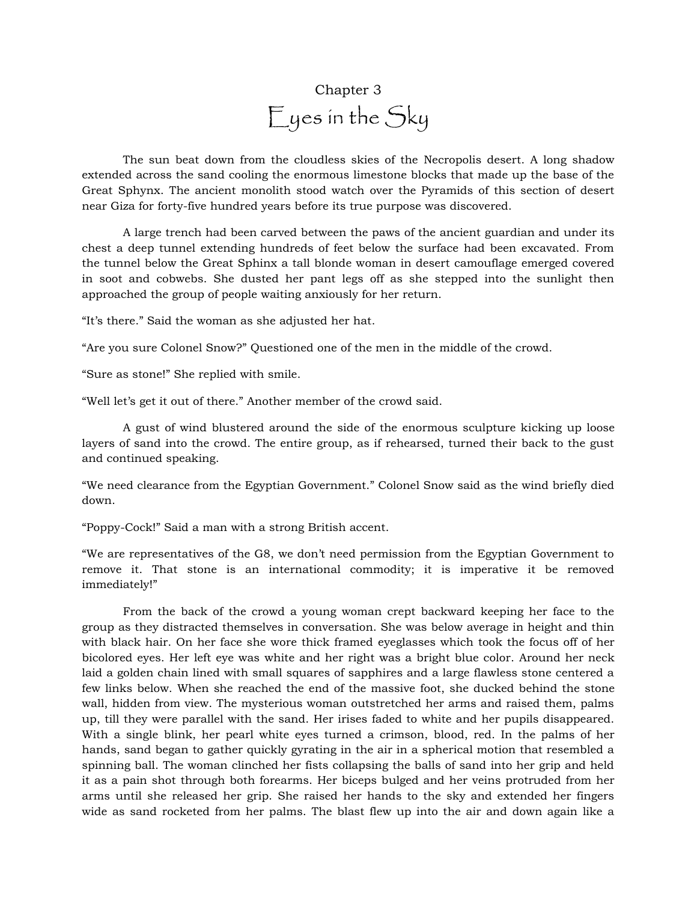# Chapter 3

## Eyes in the Sky

The sun beat down from the cloudless skies of the Necropolis desert. A long shadow extended across the sand cooling the enormous limestone blocks that made up the base of the Great Sphynx. The ancient monolith stood watch over the Pyramids of this section of desert near Giza for forty-five hundred years before its true purpose was discovered.

A large trench had been carved between the paws of the ancient guardian and under its chest a deep tunnel extending hundreds of feet below the surface had been excavated. From the tunnel below the Great Sphinx a tall blonde woman in desert camouflage emerged covered in soot and cobwebs. She dusted her pant legs off as she stepped into the sunlight then approached the group of people waiting anxiously for her return.

"It's there." Said the woman as she adjusted her hat.

"Are you sure Colonel Snow?" Questioned one of the men in the middle of the crowd.

"Sure as stone!" She replied with smile.

"Well let's get it out of there." Another member of the crowd said.

A gust of wind blustered around the side of the enormous sculpture kicking up loose layers of sand into the crowd. The entire group, as if rehearsed, turned their back to the gust and continued speaking.

"We need clearance from the Egyptian Government." Colonel Snow said as the wind briefly died down.

"Poppy-Cock!" Said a man with a strong British accent.

"We are representatives of the G8, we don't need permission from the Egyptian Government to remove it. That stone is an international commodity; it is imperative it be removed immediately!"

From the back of the crowd a young woman crept backward keeping her face to the group as they distracted themselves in conversation. She was below average in height and thin with black hair. On her face she wore thick framed eyeglasses which took the focus off of her bicolored eyes. Her left eye was white and her right was a bright blue color. Around her neck laid a golden chain lined with small squares of sapphires and a large flawless stone centered a few links below. When she reached the end of the massive foot, she ducked behind the stone wall, hidden from view. The mysterious woman outstretched her arms and raised them, palms up, till they were parallel with the sand. Her irises faded to white and her pupils disappeared. With a single blink, her pearl white eyes turned a crimson, blood, red. In the palms of her hands, sand began to gather quickly gyrating in the air in a spherical motion that resembled a spinning ball. The woman clinched her fists collapsing the balls of sand into her grip and held it as a pain shot through both forearms. Her biceps bulged and her veins protruded from her arms until she released her grip. She raised her hands to the sky and extended her fingers wide as sand rocketed from her palms. The blast flew up into the air and down again like a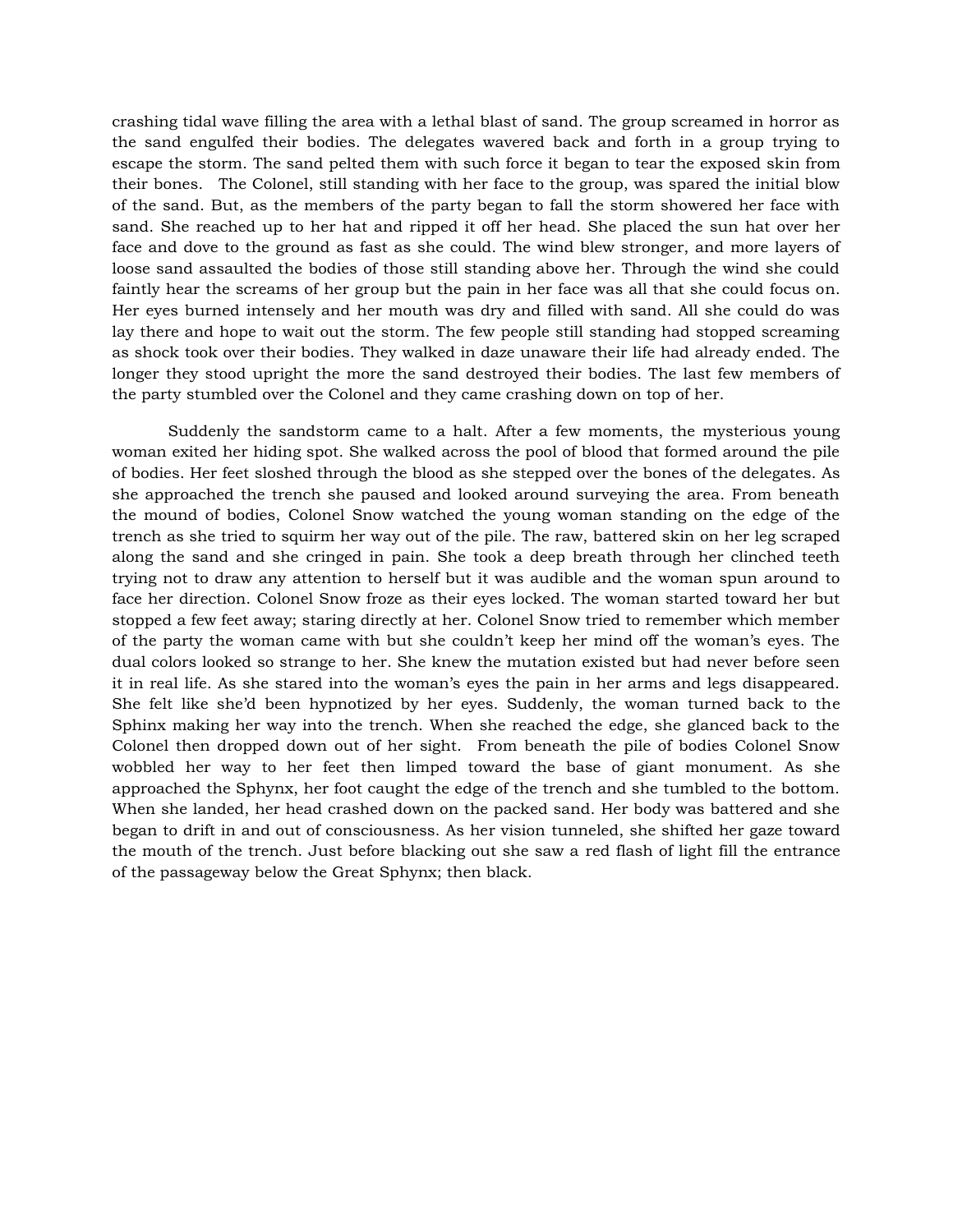crashing tidal wave filling the area with a lethal blast of sand. The group screamed in horror as the sand engulfed their bodies. The delegates wavered back and forth in a group trying to escape the storm. The sand pelted them with such force it began to tear the exposed skin from their bones.  The Colonel, still standing with her face to the group, was spared the initial blow of the sand. But, as the members of the party began to fall the storm showered her face with sand. She reached up to her hat and ripped it off her head. She placed the sun hat over her face and dove to the ground as fast as she could. The wind blew stronger, and more layers of loose sand assaulted the bodies of those still standing above her. Through the wind she could faintly hear the screams of her group but the pain in her face was all that she could focus on. Her eyes burned intensely and her mouth was dry and filled with sand. All she could do was lay there and hope to wait out the storm. The few people still standing had stopped screaming as shock took over their bodies. They walked in daze unaware their life had already ended. The longer they stood upright the more the sand destroyed their bodies. The last few members of the party stumbled over the Colonel and they came crashing down on top of her.

Suddenly the sandstorm came to a halt. After a few moments, the mysterious young woman exited her hiding spot. She walked across the pool of blood that formed around the pile of bodies. Her feet sloshed through the blood as she stepped over the bones of the delegates. As she approached the trench she paused and looked around surveying the area. From beneath the mound of bodies, Colonel Snow watched the young woman standing on the edge of the trench as she tried to squirm her way out of the pile. The raw, battered skin on her leg scraped along the sand and she cringed in pain. She took a deep breath through her clinched teeth trying not to draw any attention to herself but it was audible and the woman spun around to face her direction. Colonel Snow froze as their eyes locked. The woman started toward her but stopped a few feet away; staring directly at her. Colonel Snow tried to remember which member of the party the woman came with but she couldn't keep her mind off the woman's eyes. The dual colors looked so strange to her. She knew the mutation existed but had never before seen it in real life. As she stared into the woman's eyes the pain in her arms and legs disappeared. She felt like she'd been hypnotized by her eyes. Suddenly, the woman turned back to the Sphinx making her way into the trench. When she reached the edge, she glanced back to the Colonel then dropped down out of her sight.  From beneath the pile of bodies Colonel Snow wobbled her way to her feet then limped toward the base of giant monument. As she approached the Sphynx, her foot caught the edge of the trench and she tumbled to the bottom. When she landed, her head crashed down on the packed sand. Her body was battered and she began to drift in and out of consciousness. As her vision tunneled, she shifted her gaze toward the mouth of the trench. Just before blacking out she saw a red flash of light fill the entrance of the passageway below the Great Sphynx; then black.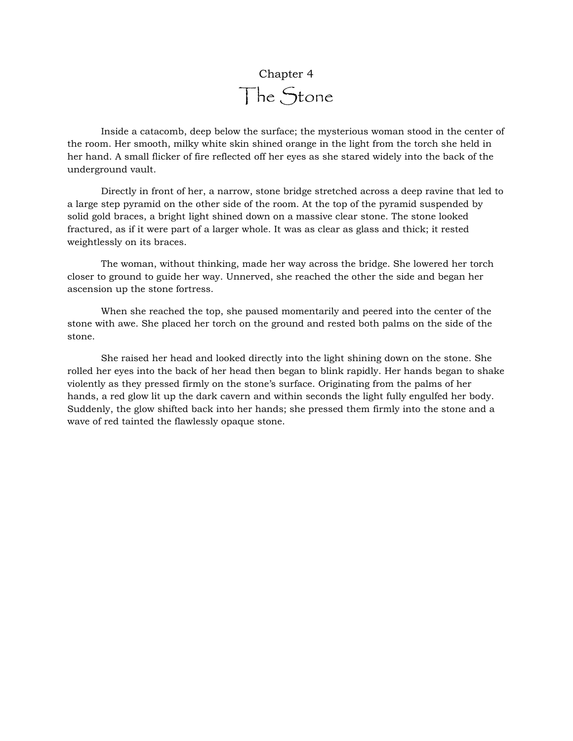# Chapter 4
# The Stone

Inside a catacomb, deep below the surface; the mysterious woman stood in the center of the room. Her smooth, milky white skin shined orange in the light from the torch she held in her hand. A small flicker of fire reflected off her eyes as she stared widely into the back of the underground vault.

Directly in front of her, a narrow, stone bridge stretched across a deep ravine that led to a large step pyramid on the other side of the room. At the top of the pyramid suspended by solid gold braces, a bright light shined down on a massive clear stone. The stone looked fractured, as if it were part of a larger whole. It was as clear as glass and thick; it rested weightlessly on its braces.

The woman, without thinking, made her way across the bridge. She lowered her torch closer to ground to guide her way. Unnerved, she reached the other the side and began her ascension up the stone fortress.

When she reached the top, she paused momentarily and peered into the center of the stone with awe. She placed her torch on the ground and rested both palms on the side of the stone.

She raised her head and looked directly into the light shining down on the stone. She rolled her eyes into the back of her head then began to blink rapidly. Her hands began to shake violently as they pressed firmly on the stone's surface. Originating from the palms of her hands, a red glow lit up the dark cavern and within seconds the light fully engulfed her body. Suddenly, the glow shifted back into her hands; she pressed them firmly into the stone and a wave of red tainted the flawlessly opaque stone.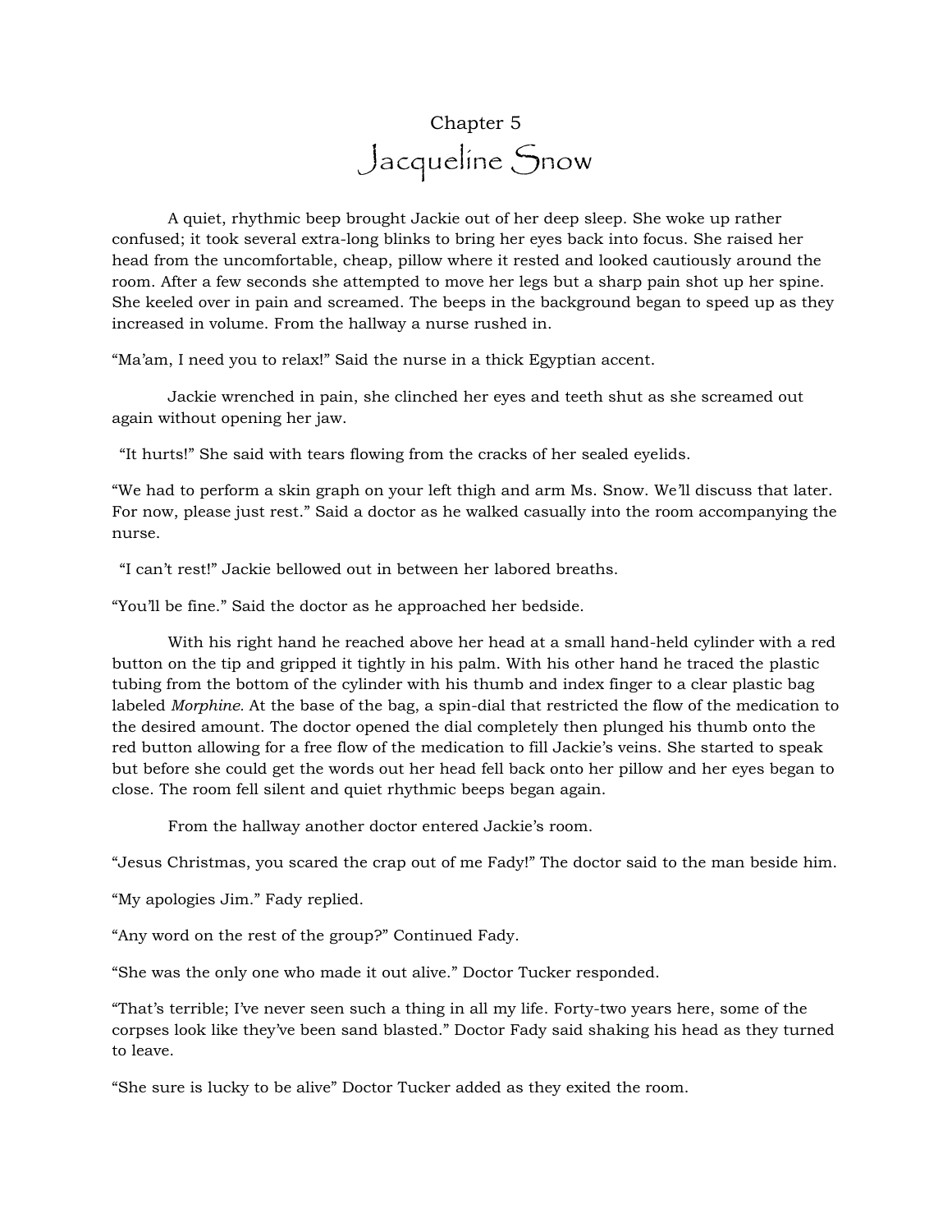# Chapter 5

# Jacqueline Snow

A quiet, rhythmic beep brought Jackie out of her deep sleep. She woke up rather confused; it took several extra-long blinks to bring her eyes back into focus. She raised her head from the uncomfortable, cheap, pillow where it rested and looked cautiously around the room. After a few seconds she attempted to move her legs but a sharp pain shot up her spine. She keeled over in pain and screamed. The beeps in the background began to speed up as they increased in volume. From the hallway a nurse rushed in.

"Ma'am, I need you to relax!" Said the nurse in a thick Egyptian accent.

Jackie wrenched in pain, she clinched her eyes and teeth shut as she screamed out again without opening her jaw.

"It hurts!" She said with tears flowing from the cracks of her sealed eyelids.

"We had to perform a skin graph on your left thigh and arm Ms. Snow. We'll discuss that later. For now, please just rest." Said a doctor as he walked casually into the room accompanying the nurse.

"I can't rest!" Jackie bellowed out in between her labored breaths.

"You'll be fine." Said the doctor as he approached her bedside.

With his right hand he reached above her head at a small hand-held cylinder with a red button on the tip and gripped it tightly in his palm. With his other hand he traced the plastic tubing from the bottom of the cylinder with his thumb and index finger to a clear plastic bag labeled *Morphine*. At the base of the bag, a spin-dial that restricted the flow of the medication to the desired amount. The doctor opened the dial completely then plunged his thumb onto the red button allowing for a free flow of the medication to fill Jackie's veins. She started to speak but before she could get the words out her head fell back onto her pillow and her eyes began to close. The room fell silent and quiet rhythmic beeps began again.

From the hallway another doctor entered Jackie's room.

"Jesus Christmas, you scared the crap out of me Fady!" The doctor said to the man beside him.

"My apologies Jim." Fady replied.

"Any word on the rest of the group?" Continued Fady.

"She was the only one who made it out alive." Doctor Tucker responded.

"That's terrible; I've never seen such a thing in all my life. Forty-two years here, some of the corpses look like they've been sand blasted." Doctor Fady said shaking his head as they turned to leave.

"She sure is lucky to be alive" Doctor Tucker added as they exited the room.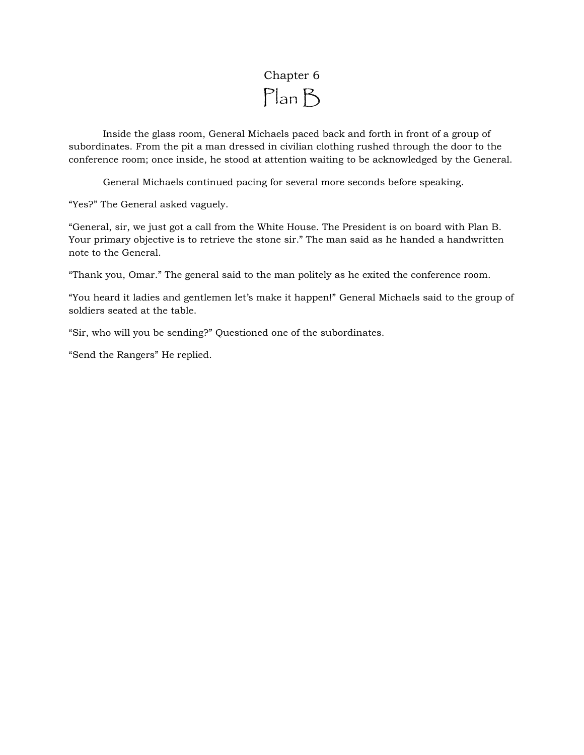# Chapter 6
# Plan B

Inside the glass room, General Michaels paced back and forth in front of a group of subordinates. From the pit a man dressed in civilian clothing rushed through the door to the conference room; once inside, he stood at attention waiting to be acknowledged by the General.

General Michaels continued pacing for several more seconds before speaking.

"Yes?" The General asked vaguely.

"General, sir, we just got a call from the White House. The President is on board with Plan B. Your primary objective is to retrieve the stone sir." The man said as he handed a handwritten note to the General.

"Thank you, Omar." The general said to the man politely as he exited the conference room.

"You heard it ladies and gentlemen let's make it happen!" General Michaels said to the group of soldiers seated at the table.

"Sir, who will you be sending?" Questioned one of the subordinates.

"Send the Rangers" He replied.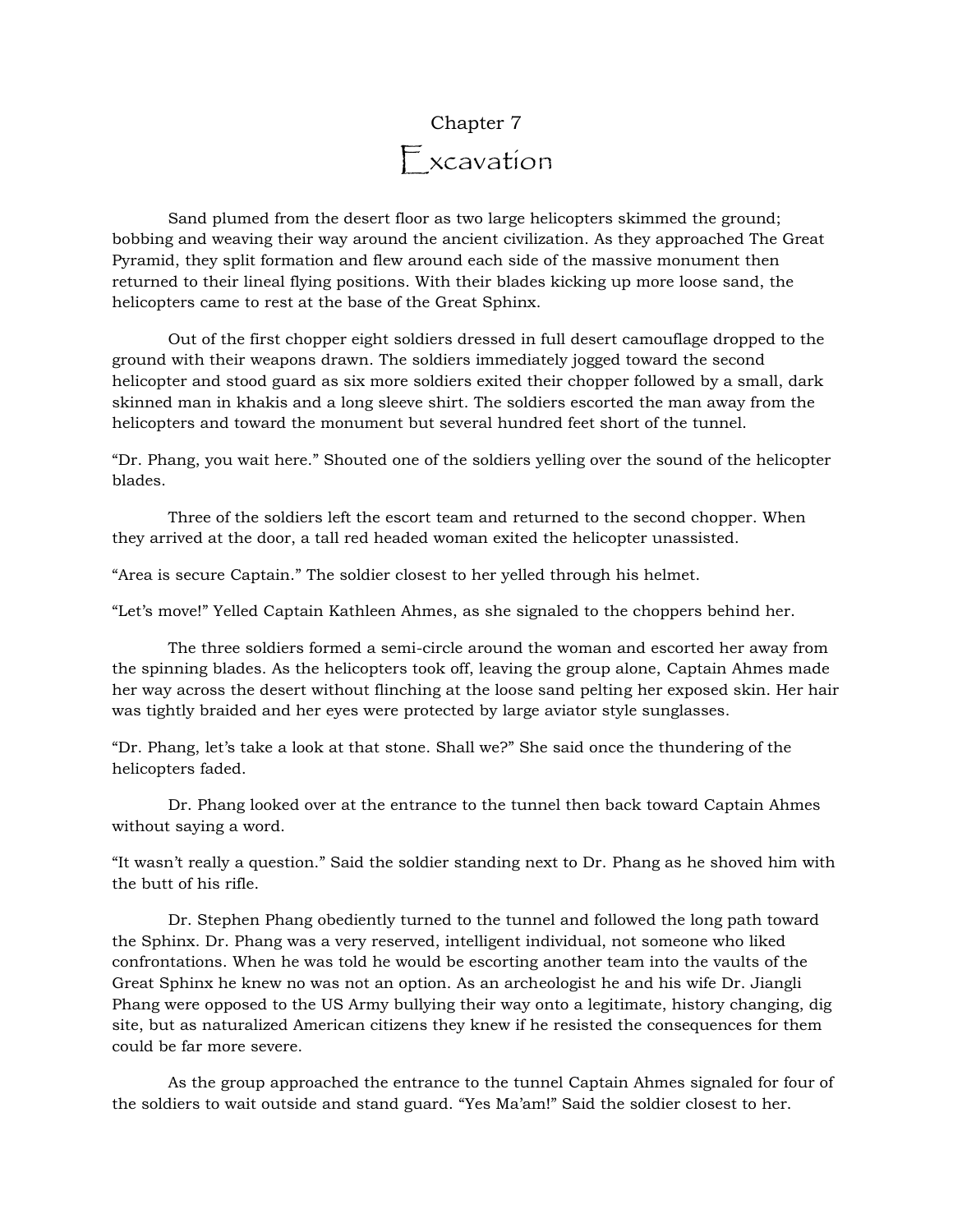# Chapter 7

## Excavation

Sand plumed from the desert floor as two large helicopters skimmed the ground; bobbing and weaving their way around the ancient civilization. As they approached The Great Pyramid, they split formation and flew around each side of the massive monument then returned to their lineal flying positions. With their blades kicking up more loose sand, the helicopters came to rest at the base of the Great Sphinx.

Out of the first chopper eight soldiers dressed in full desert camouflage dropped to the ground with their weapons drawn. The soldiers immediately jogged toward the second helicopter and stood guard as six more soldiers exited their chopper followed by a small, dark skinned man in khakis and a long sleeve shirt. The soldiers escorted the man away from the helicopters and toward the monument but several hundred feet short of the tunnel.

"Dr. Phang, you wait here." Shouted one of the soldiers yelling over the sound of the helicopter blades.

Three of the soldiers left the escort team and returned to the second chopper. When they arrived at the door, a tall red headed woman exited the helicopter unassisted.

"Area is secure Captain." The soldier closest to her yelled through his helmet.

"Let's move!" Yelled Captain Kathleen Ahmes, as she signaled to the choppers behind her.

The three soldiers formed a semi-circle around the woman and escorted her away from the spinning blades. As the helicopters took off, leaving the group alone, Captain Ahmes made her way across the desert without flinching at the loose sand pelting her exposed skin. Her hair was tightly braided and her eyes were protected by large aviator style sunglasses.

"Dr. Phang, let's take a look at that stone. Shall we?" She said once the thundering of the helicopters faded.

Dr. Phang looked over at the entrance to the tunnel then back toward Captain Ahmes without saying a word.

"It wasn't really a question." Said the soldier standing next to Dr. Phang as he shoved him with the butt of his rifle.

Dr. Stephen Phang obediently turned to the tunnel and followed the long path toward the Sphinx. Dr. Phang was a very reserved, intelligent individual, not someone who liked confrontations. When he was told he would be escorting another team into the vaults of the Great Sphinx he knew no was not an option. As an archeologist he and his wife Dr. Jiangli Phang were opposed to the US Army bullying their way onto a legitimate, history changing, dig site, but as naturalized American citizens they knew if he resisted the consequences for them could be far more severe.

As the group approached the entrance to the tunnel Captain Ahmes signaled for four of the soldiers to wait outside and stand guard. "Yes Ma'am!" Said the soldier closest to her.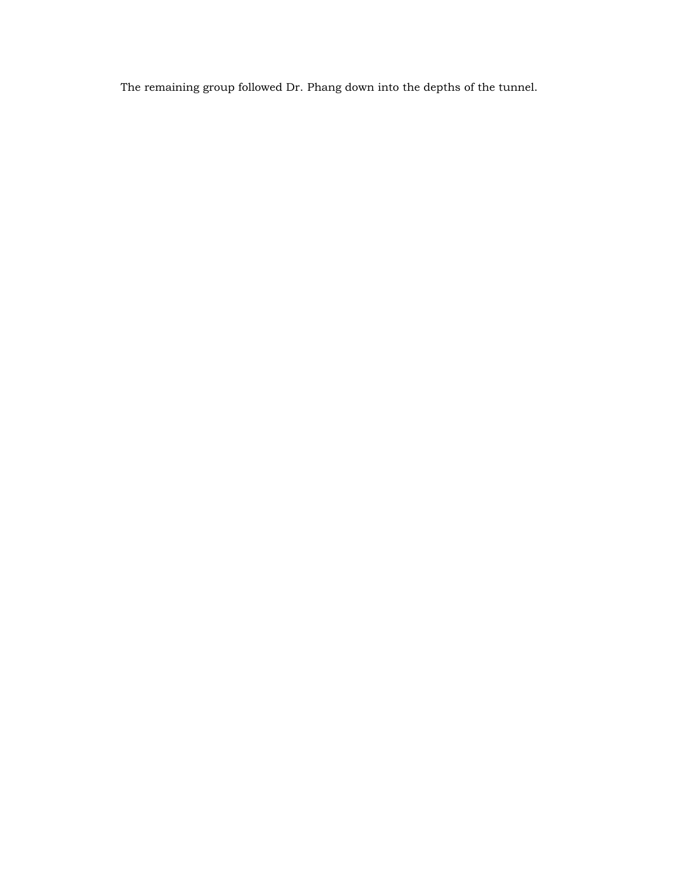The remaining group followed Dr. Phang down into the depths of the tunnel.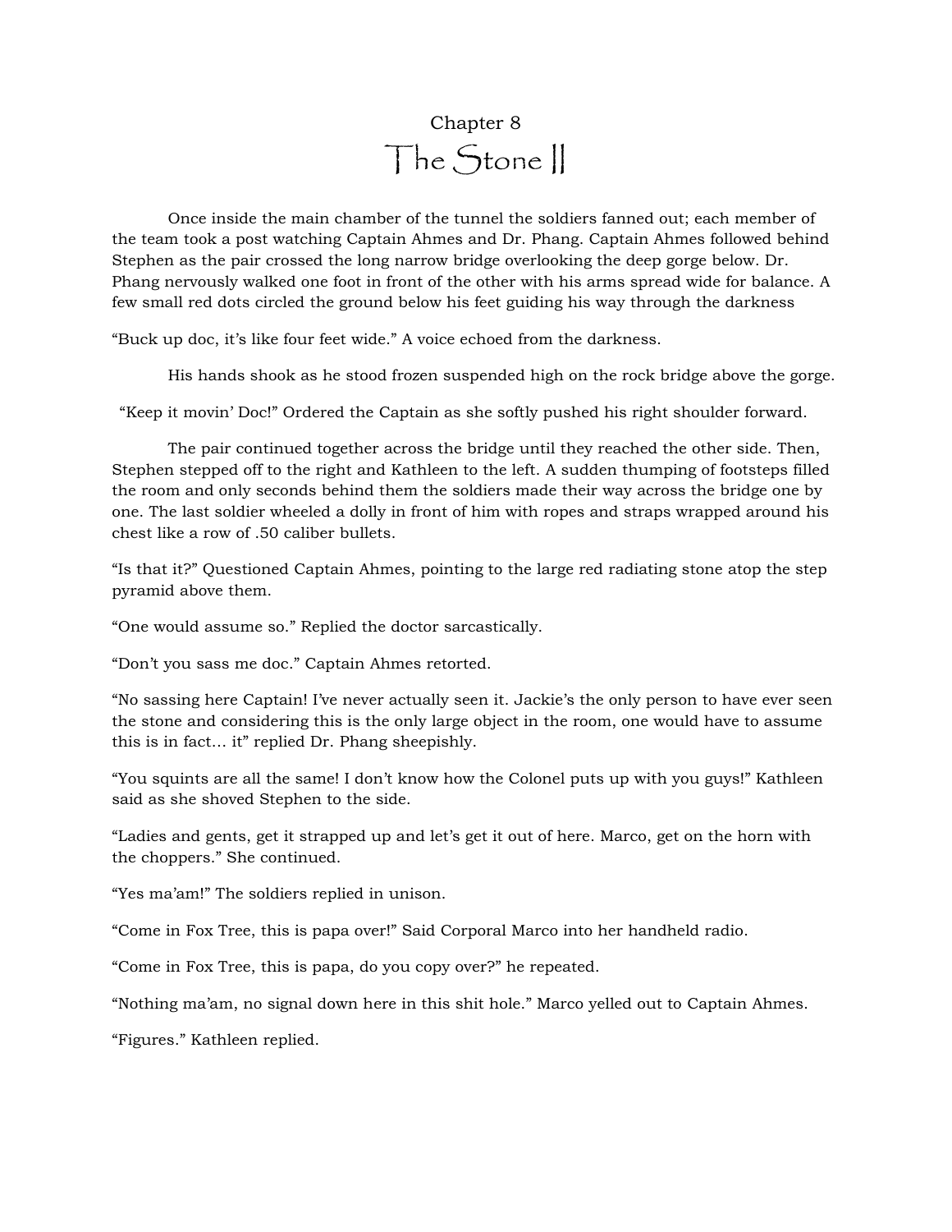Chapter 8

# The Stone II

Once inside the main chamber of the tunnel the soldiers fanned out; each member of the team took a post watching Captain Ahmes and Dr. Phang. Captain Ahmes followed behind Stephen as the pair crossed the long narrow bridge overlooking the deep gorge below. Dr. Phang nervously walked one foot in front of the other with his arms spread wide for balance. A few small red dots circled the ground below his feet guiding his way through the darkness

"Buck up doc, it's like four feet wide." A voice echoed from the darkness.

His hands shook as he stood frozen suspended high on the rock bridge above the gorge.

"Keep it movin' Doc!" Ordered the Captain as she softly pushed his right shoulder forward.

The pair continued together across the bridge until they reached the other side. Then, Stephen stepped off to the right and Kathleen to the left. A sudden thumping of footsteps filled the room and only seconds behind them the soldiers made their way across the bridge one by one. The last soldier wheeled a dolly in front of him with ropes and straps wrapped around his chest like a row of .50 caliber bullets.

"Is that it?" Questioned Captain Ahmes, pointing to the large red radiating stone atop the step pyramid above them.

"One would assume so." Replied the doctor sarcastically.

"Don't you sass me doc." Captain Ahmes retorted.

"No sassing here Captain! I've never actually seen it. Jackie's the only person to have ever seen the stone and considering this is the only large object in the room, one would have to assume this is in fact… it" replied Dr. Phang sheepishly.

"You squints are all the same! I don't know how the Colonel puts up with you guys!" Kathleen said as she shoved Stephen to the side.

"Ladies and gents, get it strapped up and let's get it out of here. Marco, get on the horn with the choppers." She continued.

"Yes ma'am!" The soldiers replied in unison.

"Come in Fox Tree, this is papa over!" Said Corporal Marco into her handheld radio.

"Come in Fox Tree, this is papa, do you copy over?" he repeated.

"Nothing ma'am, no signal down here in this shit hole." Marco yelled out to Captain Ahmes.

"Figures." Kathleen replied.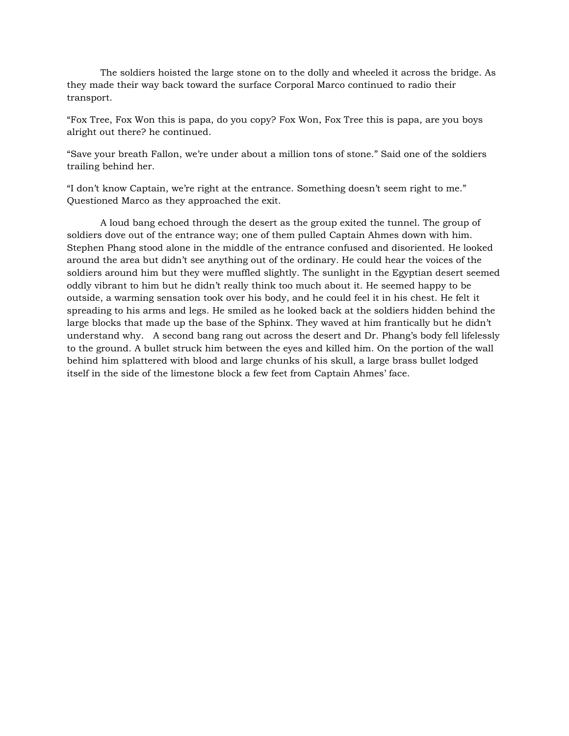The soldiers hoisted the large stone on to the dolly and wheeled it across the bridge. As they made their way back toward the surface Corporal Marco continued to radio their transport.

"Fox Tree, Fox Won this is papa, do you copy? Fox Won, Fox Tree this is papa, are you boys alright out there? he continued.

"Save your breath Fallon, we're under about a million tons of stone." Said one of the soldiers trailing behind her.

"I don't know Captain, we're right at the entrance. Something doesn't seem right to me." Questioned Marco as they approached the exit.

A loud bang echoed through the desert as the group exited the tunnel. The group of soldiers dove out of the entrance way; one of them pulled Captain Ahmes down with him. Stephen Phang stood alone in the middle of the entrance confused and disoriented. He looked around the area but didn't see anything out of the ordinary. He could hear the voices of the soldiers around him but they were muffled slightly. The sunlight in the Egyptian desert seemed oddly vibrant to him but he didn't really think too much about it. He seemed happy to be outside, a warming sensation took over his body, and he could feel it in his chest. He felt it spreading to his arms and legs. He smiled as he looked back at the soldiers hidden behind the large blocks that made up the base of the Sphinx. They waved at him frantically but he didn't understand why.   A second bang rang out across the desert and Dr. Phang's body fell lifelessly to the ground. A bullet struck him between the eyes and killed him. On the portion of the wall behind him splattered with blood and large chunks of his skull, a large brass bullet lodged itself in the side of the limestone block a few feet from Captain Ahmes' face.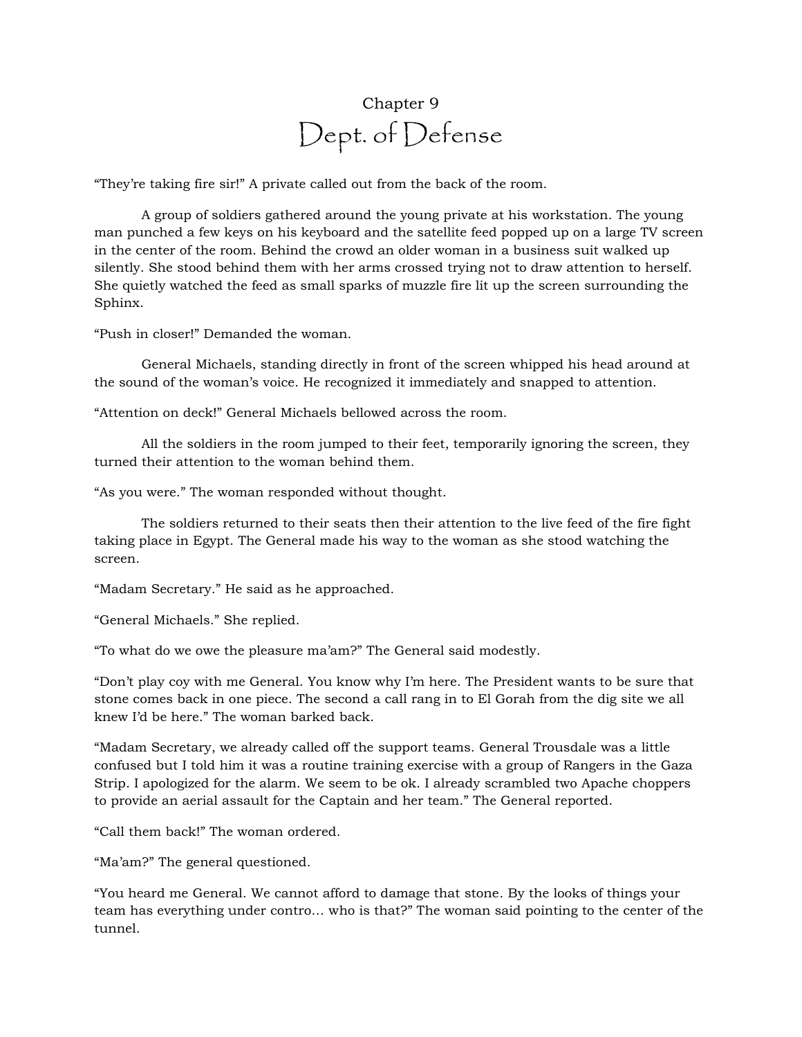# Chapter 9
## Dept. of Defense

"They're taking fire sir!" A private called out from the back of the room.

A group of soldiers gathered around the young private at his workstation. The young man punched a few keys on his keyboard and the satellite feed popped up on a large TV screen in the center of the room. Behind the crowd an older woman in a business suit walked up silently. She stood behind them with her arms crossed trying not to draw attention to herself. She quietly watched the feed as small sparks of muzzle fire lit up the screen surrounding the Sphinx.

"Push in closer!" Demanded the woman.

General Michaels, standing directly in front of the screen whipped his head around at the sound of the woman's voice. He recognized it immediately and snapped to attention.

"Attention on deck!" General Michaels bellowed across the room.

All the soldiers in the room jumped to their feet, temporarily ignoring the screen, they turned their attention to the woman behind them.

"As you were." The woman responded without thought.

The soldiers returned to their seats then their attention to the live feed of the fire fight taking place in Egypt. The General made his way to the woman as she stood watching the screen.

"Madam Secretary." He said as he approached.

"General Michaels." She replied.

"To what do we owe the pleasure ma'am?" The General said modestly.

"Don't play coy with me General. You know why I'm here. The President wants to be sure that stone comes back in one piece. The second a call rang in to El Gorah from the dig site we all knew I'd be here." The woman barked back.

"Madam Secretary, we already called off the support teams. General Trousdale was a little confused but I told him it was a routine training exercise with a group of Rangers in the Gaza Strip. I apologized for the alarm. We seem to be ok. I already scrambled two Apache choppers to provide an aerial assault for the Captain and her team." The General reported.

"Call them back!" The woman ordered.

"Ma'am?" The general questioned.

"You heard me General. We cannot afford to damage that stone. By the looks of things your team has everything under contro… who is that?" The woman said pointing to the center of the tunnel.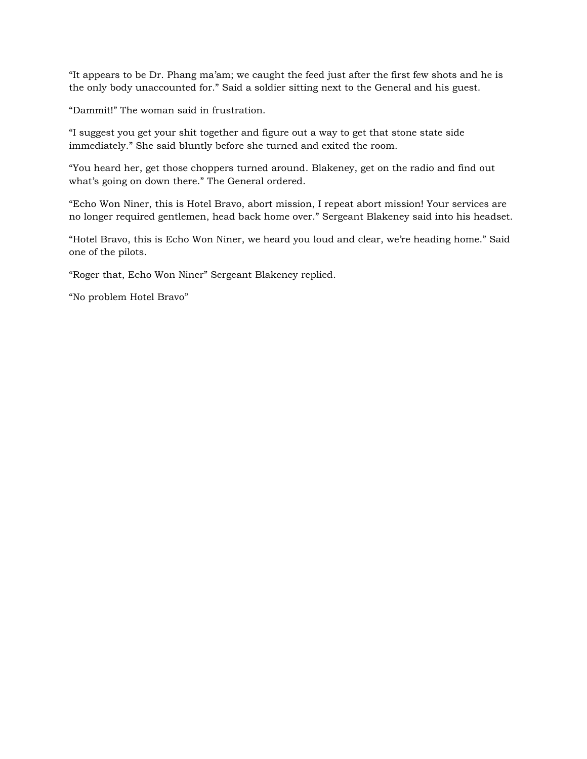"It appears to be Dr. Phang ma'am; we caught the feed just after the first few shots and he is the only body unaccounted for." Said a soldier sitting next to the General and his guest.

"Dammit!" The woman said in frustration.

"I suggest you get your shit together and figure out a way to get that stone state side immediately." She said bluntly before she turned and exited the room.

"You heard her, get those choppers turned around. Blakeney, get on the radio and find out what's going on down there." The General ordered.

"Echo Won Niner, this is Hotel Bravo, abort mission, I repeat abort mission! Your services are no longer required gentlemen, head back home over." Sergeant Blakeney said into his headset.

"Hotel Bravo, this is Echo Won Niner, we heard you loud and clear, we're heading home." Said one of the pilots.

"Roger that, Echo Won Niner" Sergeant Blakeney replied.

"No problem Hotel Bravo"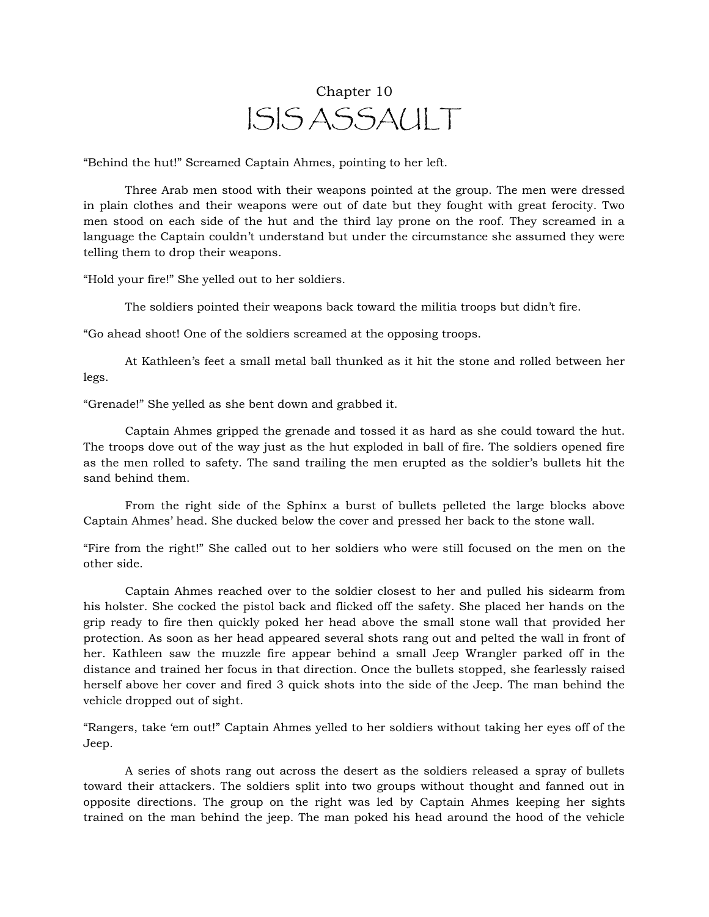Chapter 10

# ISIS ASSAULT

“Behind the hut!” Screamed Captain Ahmes, pointing to her left.

Three Arab men stood with their weapons pointed at the group. The men were dressed in plain clothes and their weapons were out of date but they fought with great ferocity. Two men stood on each side of the hut and the third lay prone on the roof. They screamed in a language the Captain couldn’t understand but under the circumstance she assumed they were telling them to drop their weapons.

“Hold your fire!” She yelled out to her soldiers.

The soldiers pointed their weapons back toward the militia troops but didn’t fire.

“Go ahead shoot! One of the soldiers screamed at the opposing troops.

At Kathleen’s feet a small metal ball thunked as it hit the stone and rolled between her legs.

“Grenade!” She yelled as she bent down and grabbed it.

Captain Ahmes gripped the grenade and tossed it as hard as she could toward the hut. The troops dove out of the way just as the hut exploded in ball of fire. The soldiers opened fire as the men rolled to safety. The sand trailing the men erupted as the soldier’s bullets hit the sand behind them.

From the right side of the Sphinx a burst of bullets pelleted the large blocks above Captain Ahmes’ head. She ducked below the cover and pressed her back to the stone wall.

“Fire from the right!” She called out to her soldiers who were still focused on the men on the other side.

Captain Ahmes reached over to the soldier closest to her and pulled his sidearm from his holster. She cocked the pistol back and flicked off the safety. She placed her hands on the grip ready to fire then quickly poked her head above the small stone wall that provided her protection. As soon as her head appeared several shots rang out and pelted the wall in front of her. Kathleen saw the muzzle fire appear behind a small Jeep Wrangler parked off in the distance and trained her focus in that direction. Once the bullets stopped, she fearlessly raised herself above her cover and fired 3 quick shots into the side of the Jeep. The man behind the vehicle dropped out of sight.

“Rangers, take ‘em out!” Captain Ahmes yelled to her soldiers without taking her eyes off of the Jeep.

A series of shots rang out across the desert as the soldiers released a spray of bullets toward their attackers. The soldiers split into two groups without thought and fanned out in opposite directions. The group on the right was led by Captain Ahmes keeping her sights trained on the man behind the jeep. The man poked his head around the hood of the vehicle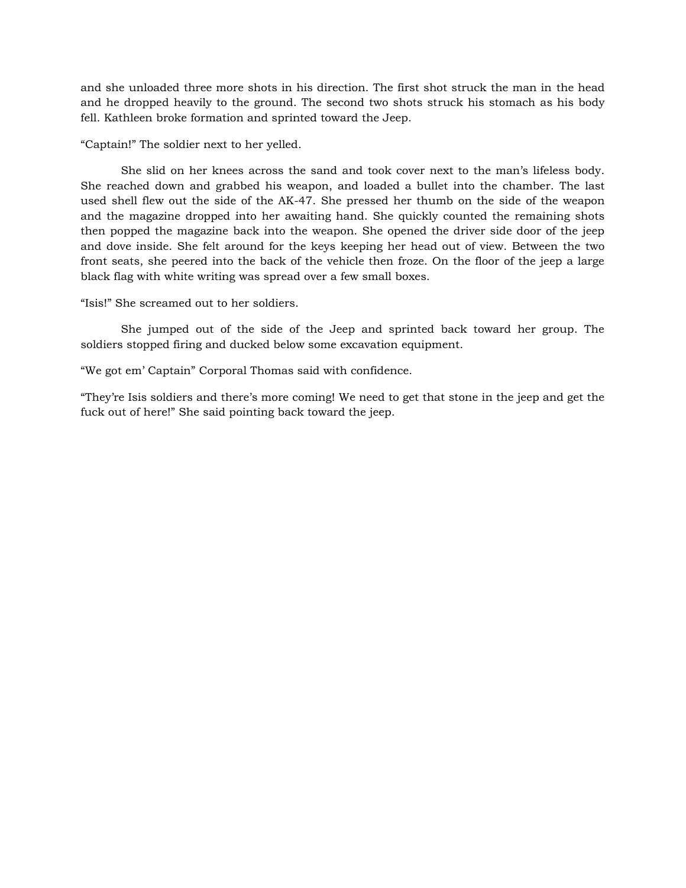and she unloaded three more shots in his direction. The first shot struck the man in the head and he dropped heavily to the ground. The second two shots struck his stomach as his body fell. Kathleen broke formation and sprinted toward the Jeep.

“Captain!” The soldier next to her yelled.

She slid on her knees across the sand and took cover next to the man’s lifeless body. She reached down and grabbed his weapon, and loaded a bullet into the chamber. The last used shell flew out the side of the AK-47. She pressed her thumb on the side of the weapon and the magazine dropped into her awaiting hand. She quickly counted the remaining shots then popped the magazine back into the weapon. She opened the driver side door of the jeep and dove inside. She felt around for the keys keeping her head out of view. Between the two front seats, she peered into the back of the vehicle then froze. On the floor of the jeep a large black flag with white writing was spread over a few small boxes.

“Isis!” She screamed out to her soldiers.

She jumped out of the side of the Jeep and sprinted back toward her group. The soldiers stopped firing and ducked below some excavation equipment.

“We got em’ Captain” Corporal Thomas said with confidence.

“They’re Isis soldiers and there’s more coming! We need to get that stone in the jeep and get the fuck out of here!” She said pointing back toward the jeep.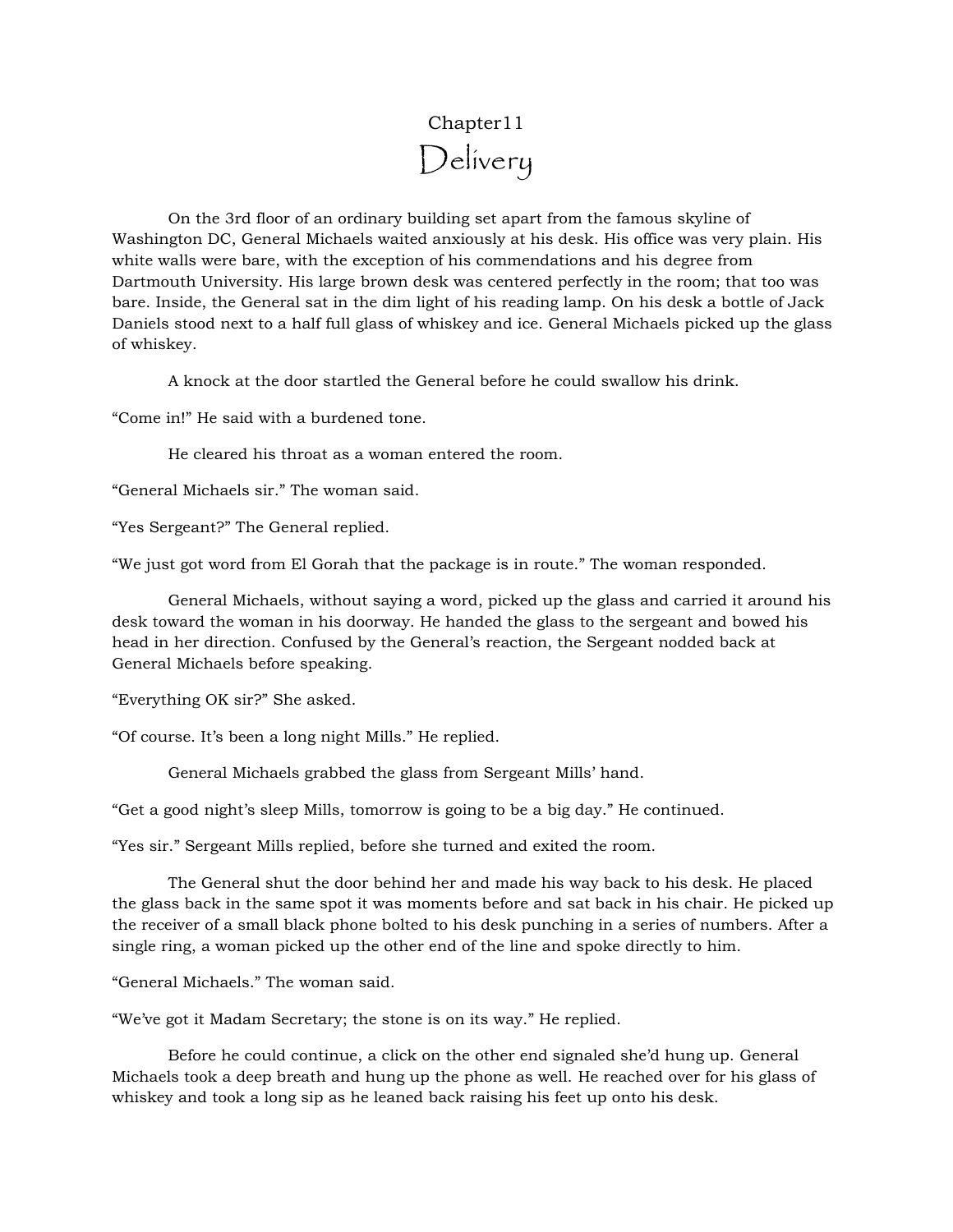# Chapter11

## Delivery

On the 3rd floor of an ordinary building set apart from the famous skyline of Washington DC, General Michaels waited anxiously at his desk. His office was very plain. His white walls were bare, with the exception of his commendations and his degree from Dartmouth University. His large brown desk was centered perfectly in the room; that too was bare. Inside, the General sat in the dim light of his reading lamp. On his desk a bottle of Jack Daniels stood next to a half full glass of whiskey and ice. General Michaels picked up the glass of whiskey.

A knock at the door startled the General before he could swallow his drink.

"Come in!" He said with a burdened tone.

He cleared his throat as a woman entered the room.

"General Michaels sir." The woman said.

"Yes Sergeant?" The General replied.

"We just got word from El Gorah that the package is in route." The woman responded.

General Michaels, without saying a word, picked up the glass and carried it around his desk toward the woman in his doorway. He handed the glass to the sergeant and bowed his head in her direction. Confused by the General's reaction, the Sergeant nodded back at General Michaels before speaking.

"Everything OK sir?" She asked.

"Of course. It's been a long night Mills." He replied.

General Michaels grabbed the glass from Sergeant Mills' hand.

"Get a good night's sleep Mills, tomorrow is going to be a big day." He continued.

"Yes sir." Sergeant Mills replied, before she turned and exited the room.

The General shut the door behind her and made his way back to his desk. He placed the glass back in the same spot it was moments before and sat back in his chair. He picked up the receiver of a small black phone bolted to his desk punching in a series of numbers. After a single ring, a woman picked up the other end of the line and spoke directly to him.

"General Michaels." The woman said.

"We've got it Madam Secretary; the stone is on its way." He replied.

Before he could continue, a click on the other end signaled she'd hung up. General Michaels took a deep breath and hung up the phone as well. He reached over for his glass of whiskey and took a long sip as he leaned back raising his feet up onto his desk.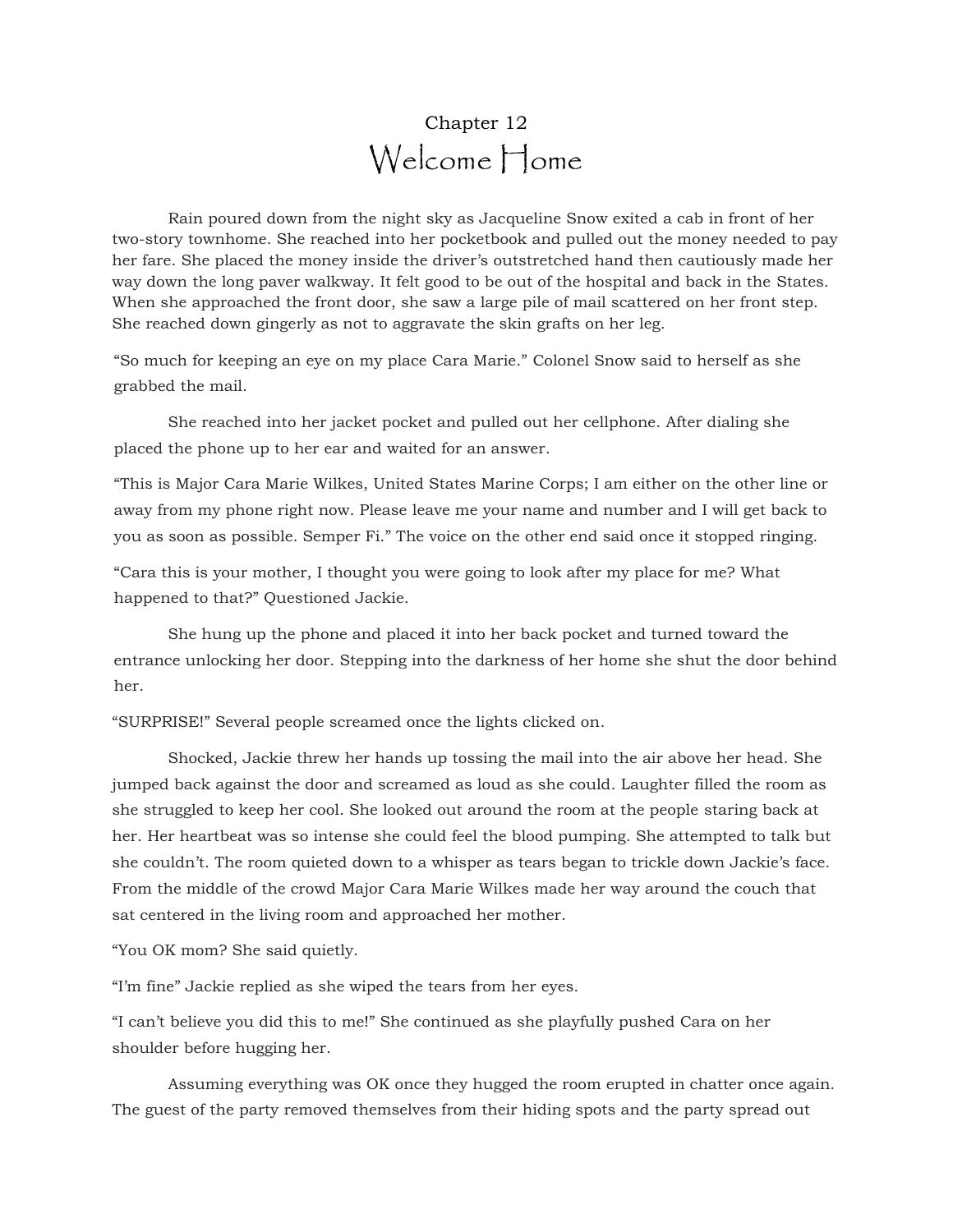Chapter 12

# Welcome Home

Rain poured down from the night sky as Jacqueline Snow exited a cab in front of her two-story townhome. She reached into her pocketbook and pulled out the money needed to pay her fare. She placed the money inside the driver's outstretched hand then cautiously made her way down the long paver walkway. It felt good to be out of the hospital and back in the States. When she approached the front door, she saw a large pile of mail scattered on her front step. She reached down gingerly as not to aggravate the skin grafts on her leg.

"So much for keeping an eye on my place Cara Marie." Colonel Snow said to herself as she grabbed the mail.

She reached into her jacket pocket and pulled out her cellphone. After dialing she placed the phone up to her ear and waited for an answer.

"This is Major Cara Marie Wilkes, United States Marine Corps; I am either on the other line or away from my phone right now. Please leave me your name and number and I will get back to you as soon as possible. Semper Fi." The voice on the other end said once it stopped ringing.

"Cara this is your mother, I thought you were going to look after my place for me? What happened to that?" Questioned Jackie.

She hung up the phone and placed it into her back pocket and turned toward the entrance unlocking her door. Stepping into the darkness of her home she shut the door behind her.

"SURPRISE!" Several people screamed once the lights clicked on.

Shocked, Jackie threw her hands up tossing the mail into the air above her head. She jumped back against the door and screamed as loud as she could. Laughter filled the room as she struggled to keep her cool. She looked out around the room at the people staring back at her. Her heartbeat was so intense she could feel the blood pumping. She attempted to talk but she couldn't. The room quieted down to a whisper as tears began to trickle down Jackie's face. From the middle of the crowd Major Cara Marie Wilkes made her way around the couch that sat centered in the living room and approached her mother.

"You OK mom? She said quietly.

"I'm fine" Jackie replied as she wiped the tears from her eyes.

"I can't believe you did this to me!" She continued as she playfully pushed Cara on her shoulder before hugging her.

Assuming everything was OK once they hugged the room erupted in chatter once again. The guest of the party removed themselves from their hiding spots and the party spread out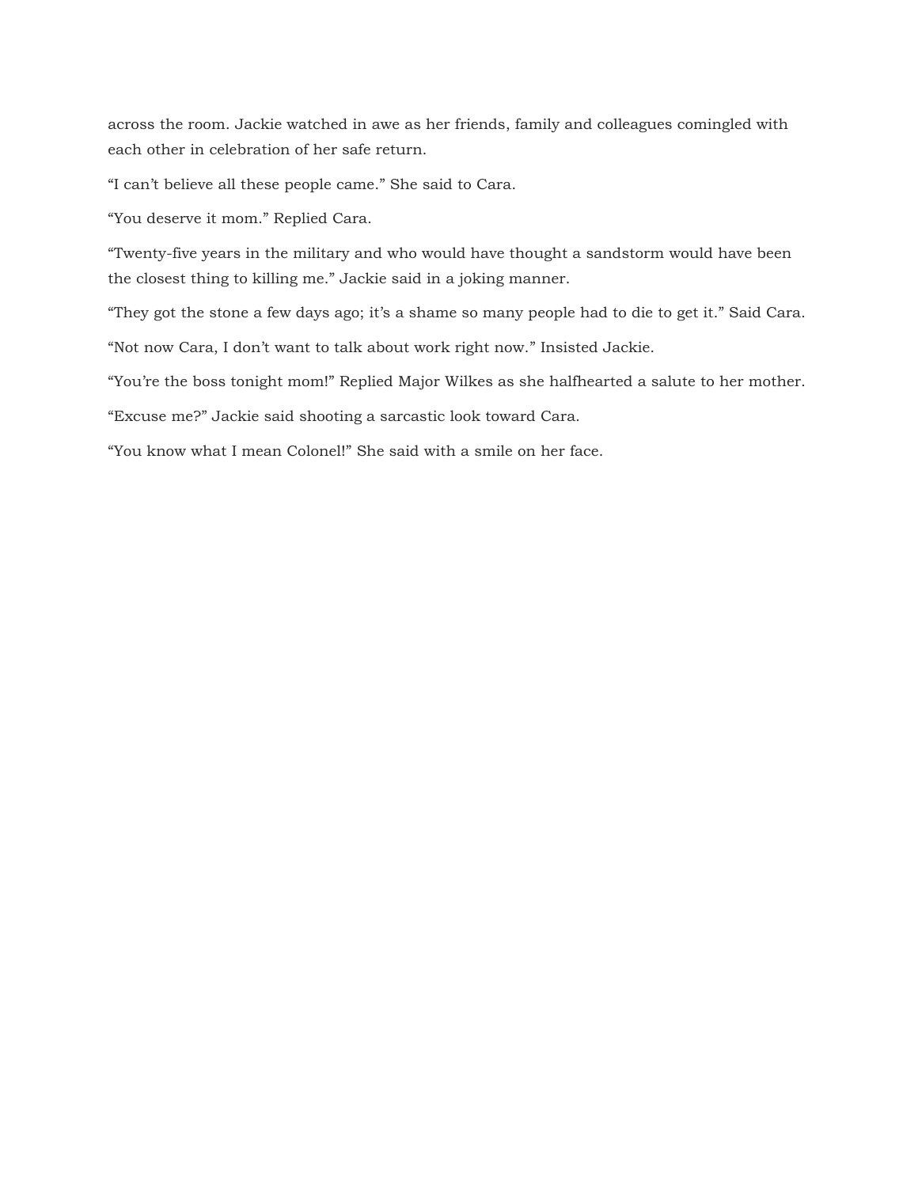across the room. Jackie watched in awe as her friends, family and colleagues comingled with each other in celebration of her safe return.

"I can't believe all these people came." She said to Cara.

"You deserve it mom." Replied Cara.

"Twenty-five years in the military and who would have thought a sandstorm would have been the closest thing to killing me." Jackie said in a joking manner.

"They got the stone a few days ago; it's a shame so many people had to die to get it." Said Cara.

"Not now Cara, I don't want to talk about work right now." Insisted Jackie.

"You're the boss tonight mom!" Replied Major Wilkes as she halfhearted a salute to her mother.

"Excuse me?" Jackie said shooting a sarcastic look toward Cara.

"You know what I mean Colonel!" She said with a smile on her face.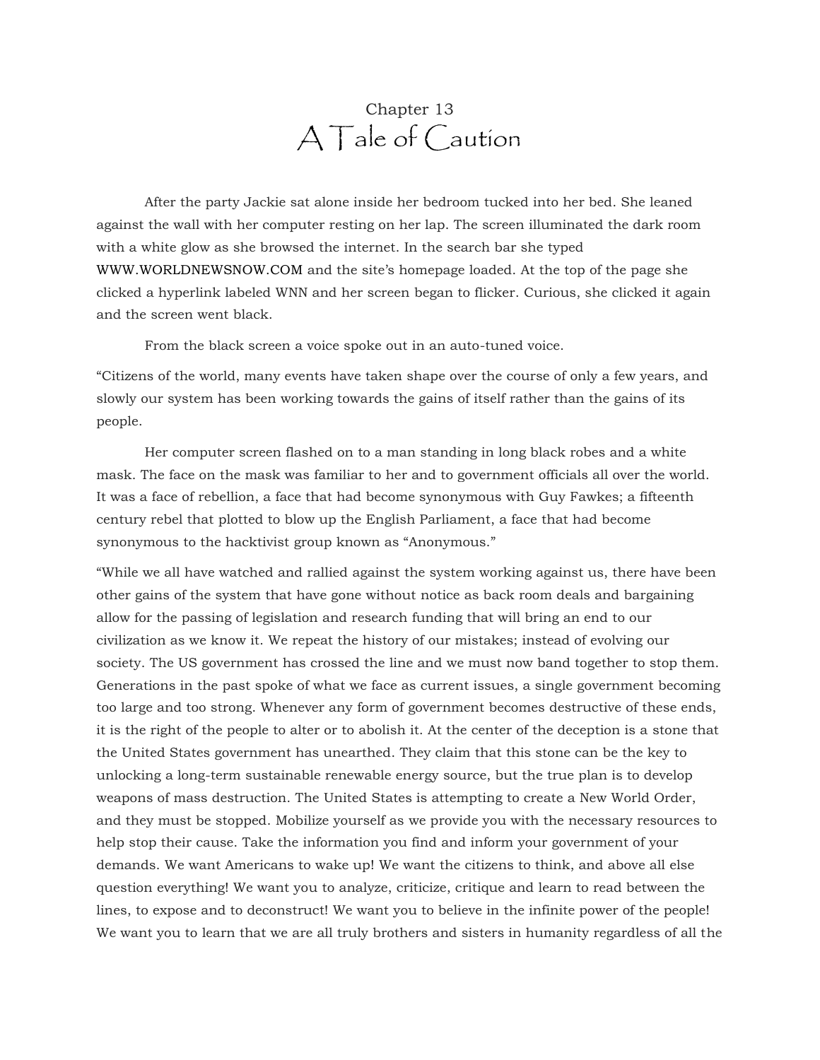Chapter 13

# A Tale of Caution

After the party Jackie sat alone inside her bedroom tucked into her bed. She leaned against the wall with her computer resting on her lap. The screen illuminated the dark room with a white glow as she browsed the internet. In the search bar she typed WWW.WORLDNEWSNOW.COM and the site's homepage loaded. At the top of the page she clicked a hyperlink labeled WNN and her screen began to flicker. Curious, she clicked it again and the screen went black.

From the black screen a voice spoke out in an auto-tuned voice.

"Citizens of the world, many events have taken shape over the course of only a few years, and slowly our system has been working towards the gains of itself rather than the gains of its people.

Her computer screen flashed on to a man standing in long black robes and a white mask. The face on the mask was familiar to her and to government officials all over the world. It was a face of rebellion, a face that had become synonymous with Guy Fawkes; a fifteenth century rebel that plotted to blow up the English Parliament, a face that had become synonymous to the hacktivist group known as "Anonymous."

"While we all have watched and rallied against the system working against us, there have been other gains of the system that have gone without notice as back room deals and bargaining allow for the passing of legislation and research funding that will bring an end to our civilization as we know it. We repeat the history of our mistakes; instead of evolving our society. The US government has crossed the line and we must now band together to stop them. Generations in the past spoke of what we face as current issues, a single government becoming too large and too strong. Whenever any form of government becomes destructive of these ends, it is the right of the people to alter or to abolish it. At the center of the deception is a stone that the United States government has unearthed. They claim that this stone can be the key to unlocking a long-term sustainable renewable energy source, but the true plan is to develop weapons of mass destruction. The United States is attempting to create a New World Order, and they must be stopped. Mobilize yourself as we provide you with the necessary resources to help stop their cause. Take the information you find and inform your government of your demands. We want Americans to wake up! We want the citizens to think, and above all else question everything! We want you to analyze, criticize, critique and learn to read between the lines, to expose and to deconstruct! We want you to believe in the infinite power of the people! We want you to learn that we are all truly brothers and sisters in humanity regardless of all the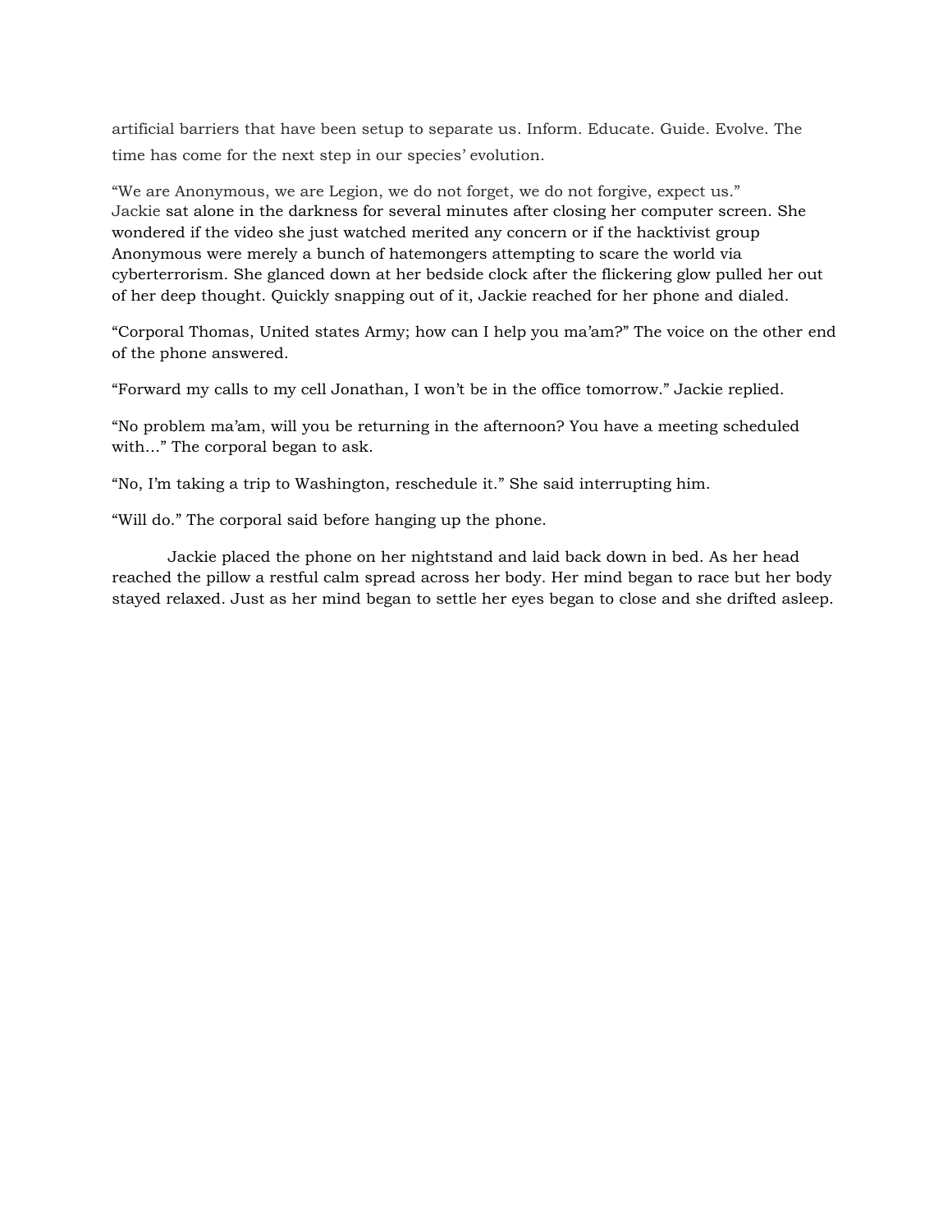artificial barriers that have been setup to separate us. Inform. Educate. Guide. Evolve. The time has come for the next step in our species' evolution.

"We are Anonymous, we are Legion, we do not forget, we do not forgive, expect us."
Jackie sat alone in the darkness for several minutes after closing her computer screen. She wondered if the video she just watched merited any concern or if the hacktivist group Anonymous were merely a bunch of hatemongers attempting to scare the world via cyberterrorism. She glanced down at her bedside clock after the flickering glow pulled her out of her deep thought. Quickly snapping out of it, Jackie reached for her phone and dialed.

"Corporal Thomas, United states Army; how can I help you ma'am?" The voice on the other end of the phone answered.

"Forward my calls to my cell Jonathan, I won't be in the office tomorrow." Jackie replied.

"No problem ma'am, will you be returning in the afternoon? You have a meeting scheduled with…" The corporal began to ask.

"No, I'm taking a trip to Washington, reschedule it." She said interrupting him.

"Will do." The corporal said before hanging up the phone.

Jackie placed the phone on her nightstand and laid back down in bed. As her head reached the pillow a restful calm spread across her body. Her mind began to race but her body stayed relaxed. Just as her mind began to settle her eyes began to close and she drifted asleep.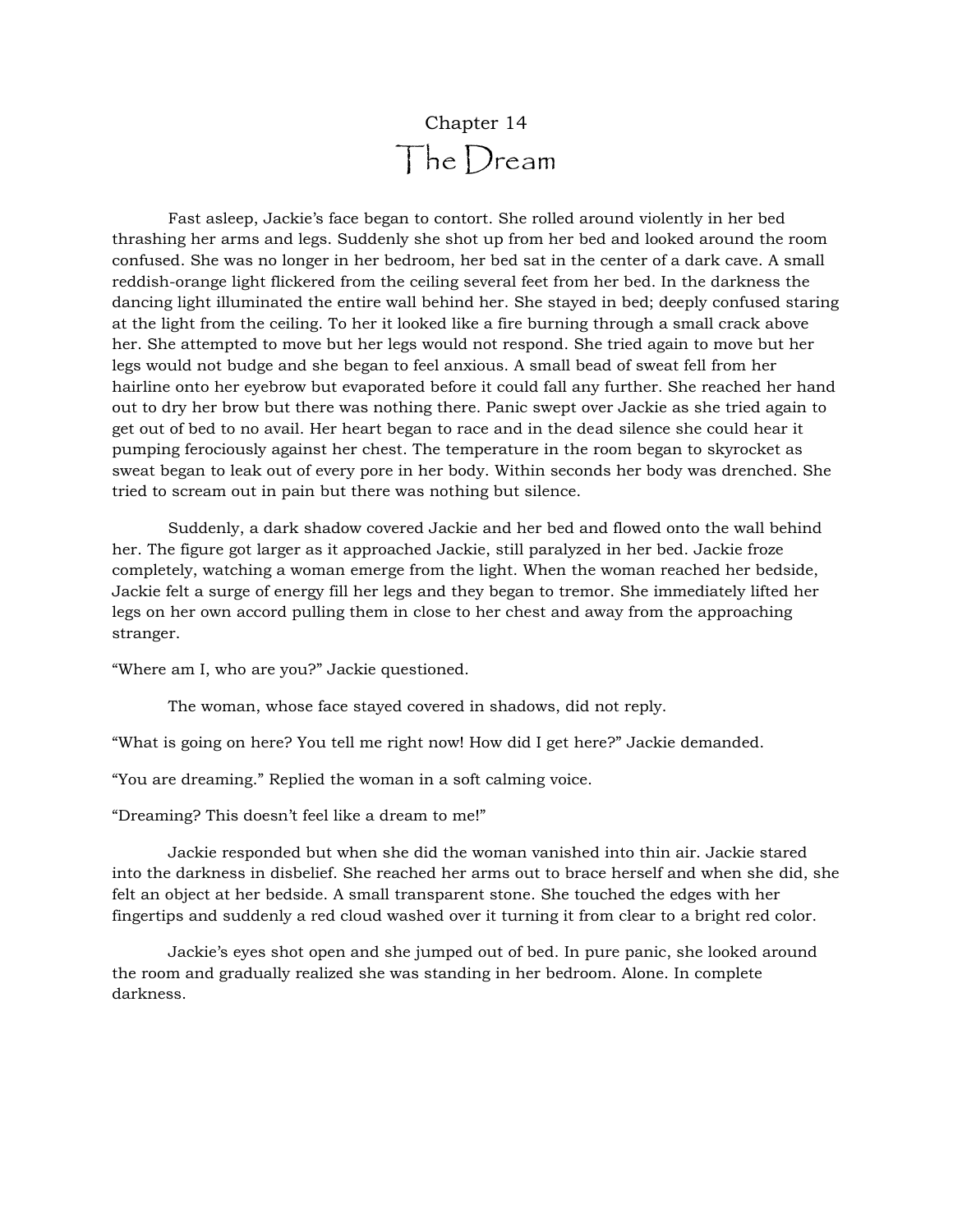# Chapter 14
# The Dream

Fast asleep, Jackie's face began to contort. She rolled around violently in her bed thrashing her arms and legs. Suddenly she shot up from her bed and looked around the room confused. She was no longer in her bedroom, her bed sat in the center of a dark cave. A small reddish-orange light flickered from the ceiling several feet from her bed. In the darkness the dancing light illuminated the entire wall behind her. She stayed in bed; deeply confused staring at the light from the ceiling. To her it looked like a fire burning through a small crack above her. She attempted to move but her legs would not respond. She tried again to move but her legs would not budge and she began to feel anxious. A small bead of sweat fell from her hairline onto her eyebrow but evaporated before it could fall any further. She reached her hand out to dry her brow but there was nothing there. Panic swept over Jackie as she tried again to get out of bed to no avail. Her heart began to race and in the dead silence she could hear it pumping ferociously against her chest. The temperature in the room began to skyrocket as sweat began to leak out of every pore in her body. Within seconds her body was drenched. She tried to scream out in pain but there was nothing but silence.

Suddenly, a dark shadow covered Jackie and her bed and flowed onto the wall behind her. The figure got larger as it approached Jackie, still paralyzed in her bed. Jackie froze completely, watching a woman emerge from the light. When the woman reached her bedside, Jackie felt a surge of energy fill her legs and they began to tremor. She immediately lifted her legs on her own accord pulling them in close to her chest and away from the approaching stranger.

"Where am I, who are you?" Jackie questioned.

The woman, whose face stayed covered in shadows, did not reply.

"What is going on here? You tell me right now! How did I get here?" Jackie demanded.

"You are dreaming." Replied the woman in a soft calming voice.

"Dreaming? This doesn't feel like a dream to me!"

Jackie responded but when she did the woman vanished into thin air. Jackie stared into the darkness in disbelief. She reached her arms out to brace herself and when she did, she felt an object at her bedside. A small transparent stone. She touched the edges with her fingertips and suddenly a red cloud washed over it turning it from clear to a bright red color.

Jackie's eyes shot open and she jumped out of bed. In pure panic, she looked around the room and gradually realized she was standing in her bedroom. Alone. In complete darkness.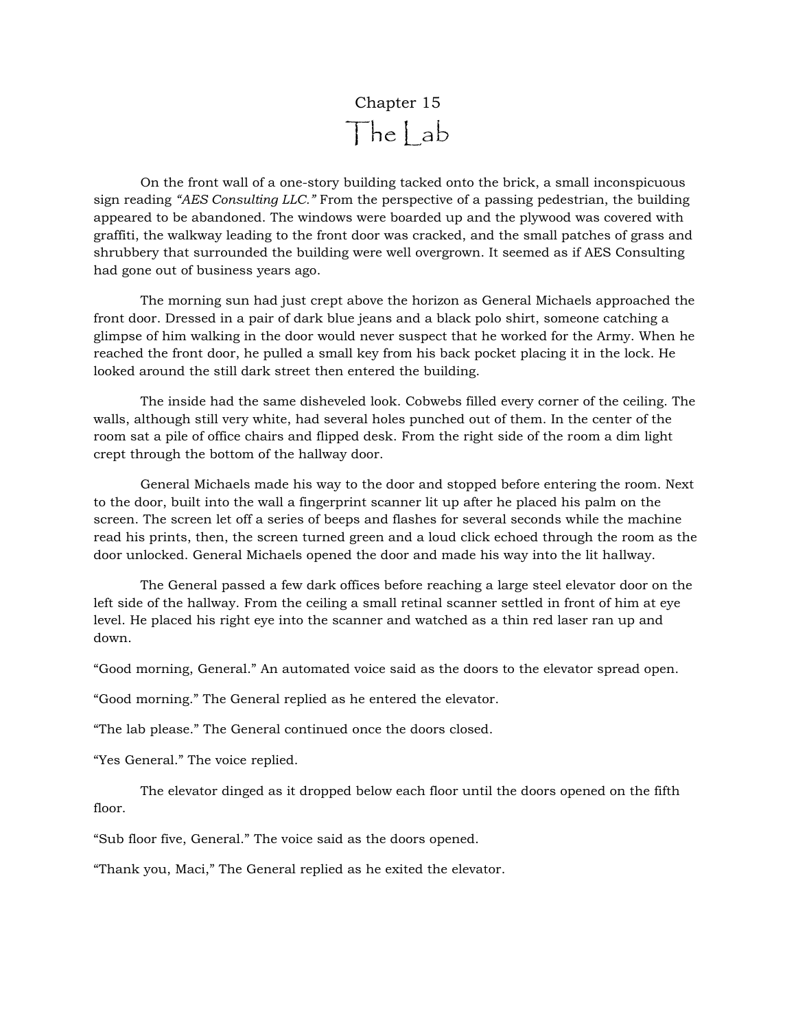# Chapter 15
## The Lab

On the front wall of a one-story building tacked onto the brick, a small inconspicuous sign reading *"AES Consulting LLC."* From the perspective of a passing pedestrian, the building appeared to be abandoned. The windows were boarded up and the plywood was covered with graffiti, the walkway leading to the front door was cracked, and the small patches of grass and shrubbery that surrounded the building were well overgrown. It seemed as if AES Consulting had gone out of business years ago.

The morning sun had just crept above the horizon as General Michaels approached the front door. Dressed in a pair of dark blue jeans and a black polo shirt, someone catching a glimpse of him walking in the door would never suspect that he worked for the Army. When he reached the front door, he pulled a small key from his back pocket placing it in the lock. He looked around the still dark street then entered the building.

The inside had the same disheveled look. Cobwebs filled every corner of the ceiling. The walls, although still very white, had several holes punched out of them. In the center of the room sat a pile of office chairs and flipped desk. From the right side of the room a dim light crept through the bottom of the hallway door.

General Michaels made his way to the door and stopped before entering the room. Next to the door, built into the wall a fingerprint scanner lit up after he placed his palm on the screen. The screen let off a series of beeps and flashes for several seconds while the machine read his prints, then, the screen turned green and a loud click echoed through the room as the door unlocked. General Michaels opened the door and made his way into the lit hallway.

The General passed a few dark offices before reaching a large steel elevator door on the left side of the hallway. From the ceiling a small retinal scanner settled in front of him at eye level. He placed his right eye into the scanner and watched as a thin red laser ran up and down.

"Good morning, General." An automated voice said as the doors to the elevator spread open.

"Good morning." The General replied as he entered the elevator.

"The lab please." The General continued once the doors closed.

"Yes General." The voice replied.

The elevator dinged as it dropped below each floor until the doors opened on the fifth floor.

"Sub floor five, General." The voice said as the doors opened.

"Thank you, Maci," The General replied as he exited the elevator.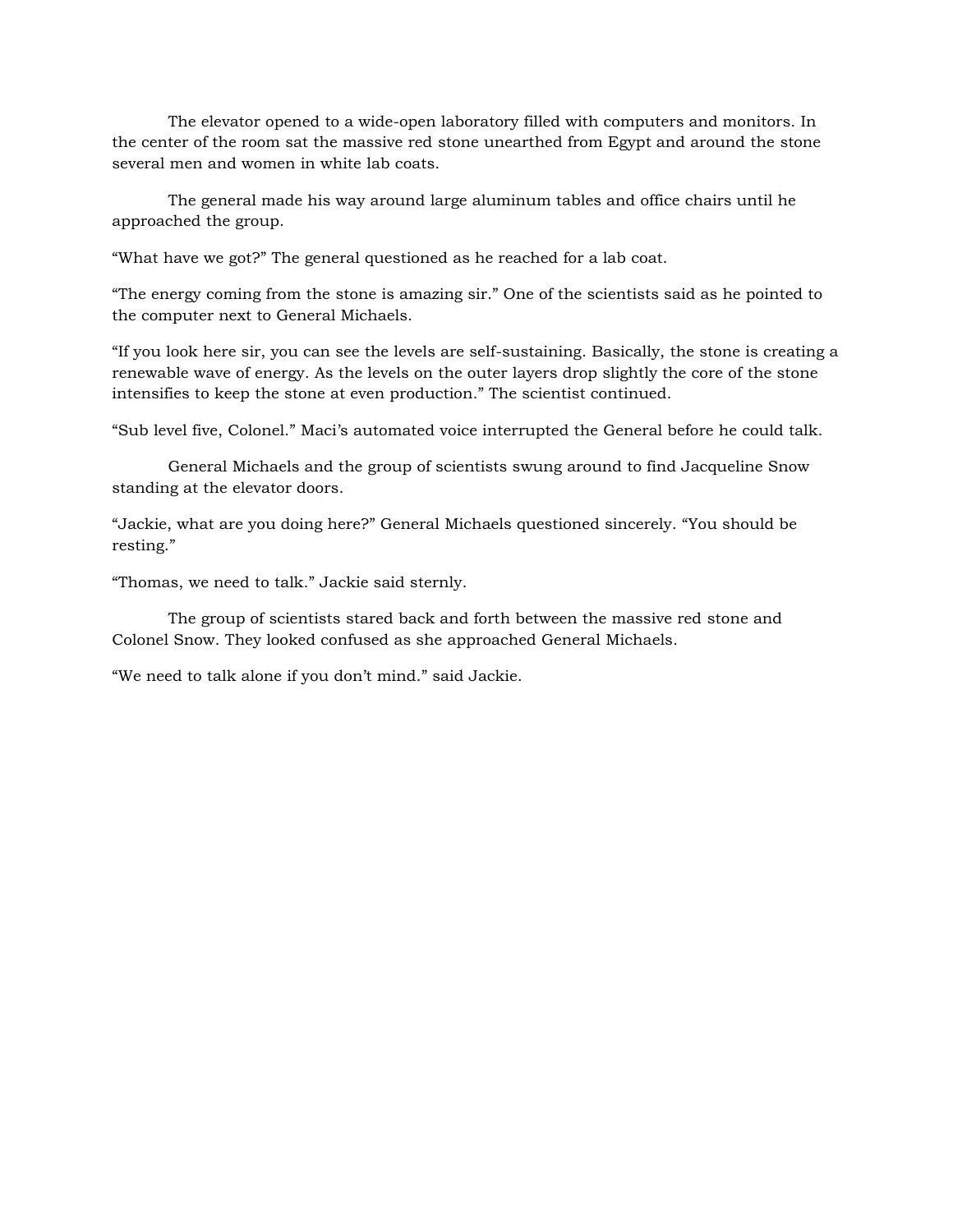The elevator opened to a wide-open laboratory filled with computers and monitors. In the center of the room sat the massive red stone unearthed from Egypt and around the stone several men and women in white lab coats.

The general made his way around large aluminum tables and office chairs until he approached the group.

“What have we got?” The general questioned as he reached for a lab coat.

“The energy coming from the stone is amazing sir.” One of the scientists said as he pointed to the computer next to General Michaels.

“If you look here sir, you can see the levels are self-sustaining. Basically, the stone is creating a renewable wave of energy. As the levels on the outer layers drop slightly the core of the stone intensifies to keep the stone at even production.” The scientist continued.

“Sub level five, Colonel.” Maci’s automated voice interrupted the General before he could talk.

General Michaels and the group of scientists swung around to find Jacqueline Snow standing at the elevator doors.

“Jackie, what are you doing here?” General Michaels questioned sincerely. “You should be resting.”

“Thomas, we need to talk.” Jackie said sternly.

The group of scientists stared back and forth between the massive red stone and Colonel Snow. They looked confused as she approached General Michaels.

“We need to talk alone if you don’t mind.” said Jackie.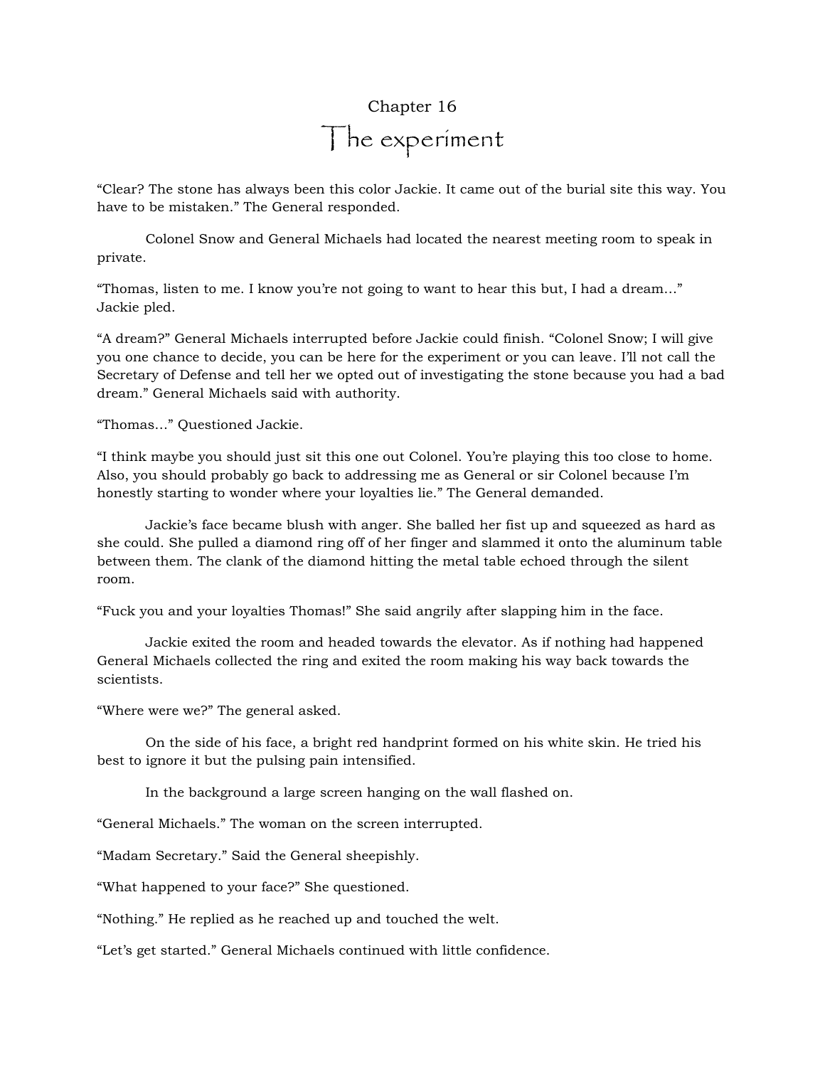Chapter 16

# The experiment

"Clear? The stone has always been this color Jackie. It came out of the burial site this way. You have to be mistaken." The General responded.

Colonel Snow and General Michaels had located the nearest meeting room to speak in private.

"Thomas, listen to me. I know you're not going to want to hear this but, I had a dream…" Jackie pled.

"A dream?" General Michaels interrupted before Jackie could finish. "Colonel Snow; I will give you one chance to decide, you can be here for the experiment or you can leave. I'll not call the Secretary of Defense and tell her we opted out of investigating the stone because you had a bad dream." General Michaels said with authority.

"Thomas…" Questioned Jackie.

"I think maybe you should just sit this one out Colonel. You're playing this too close to home. Also, you should probably go back to addressing me as General or sir Colonel because I'm honestly starting to wonder where your loyalties lie." The General demanded.

Jackie's face became blush with anger. She balled her fist up and squeezed as hard as she could. She pulled a diamond ring off of her finger and slammed it onto the aluminum table between them. The clank of the diamond hitting the metal table echoed through the silent room.

"Fuck you and your loyalties Thomas!" She said angrily after slapping him in the face.

Jackie exited the room and headed towards the elevator. As if nothing had happened General Michaels collected the ring and exited the room making his way back towards the scientists.

"Where were we?" The general asked.

On the side of his face, a bright red handprint formed on his white skin. He tried his best to ignore it but the pulsing pain intensified.

In the background a large screen hanging on the wall flashed on.

"General Michaels." The woman on the screen interrupted.

"Madam Secretary." Said the General sheepishly.

"What happened to your face?" She questioned.

"Nothing." He replied as he reached up and touched the welt.

"Let's get started." General Michaels continued with little confidence.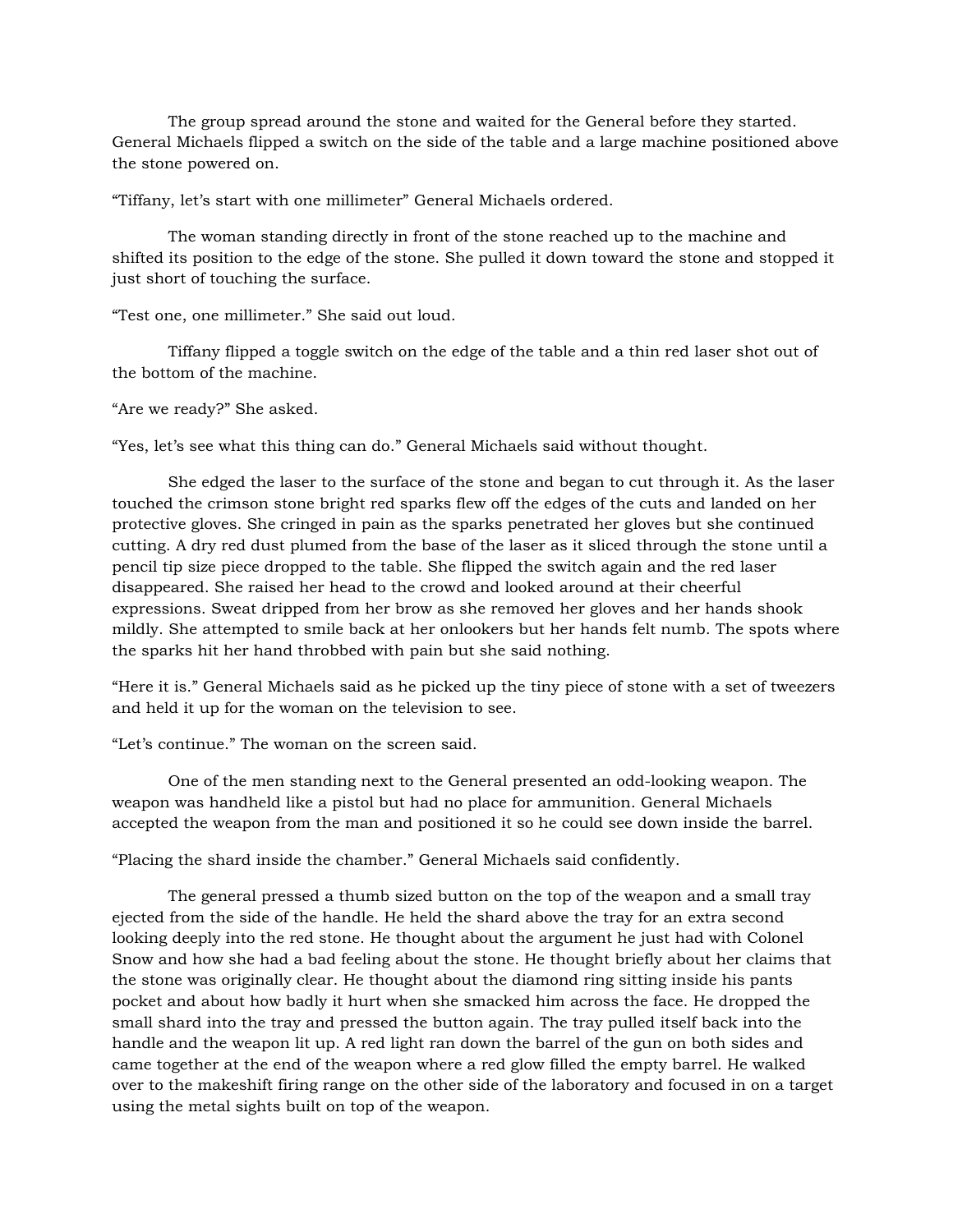The group spread around the stone and waited for the General before they started. General Michaels flipped a switch on the side of the table and a large machine positioned above the stone powered on.

“Tiffany, let’s start with one millimeter” General Michaels ordered.

The woman standing directly in front of the stone reached up to the machine and shifted its position to the edge of the stone. She pulled it down toward the stone and stopped it just short of touching the surface.

“Test one, one millimeter.” She said out loud.

Tiffany flipped a toggle switch on the edge of the table and a thin red laser shot out of the bottom of the machine.

“Are we ready?” She asked.

“Yes, let’s see what this thing can do.” General Michaels said without thought.

She edged the laser to the surface of the stone and began to cut through it. As the laser touched the crimson stone bright red sparks flew off the edges of the cuts and landed on her protective gloves. She cringed in pain as the sparks penetrated her gloves but she continued cutting. A dry red dust plumed from the base of the laser as it sliced through the stone until a pencil tip size piece dropped to the table. She flipped the switch again and the red laser disappeared. She raised her head to the crowd and looked around at their cheerful expressions. Sweat dripped from her brow as she removed her gloves and her hands shook mildly. She attempted to smile back at her onlookers but her hands felt numb. The spots where the sparks hit her hand throbbed with pain but she said nothing.

“Here it is.” General Michaels said as he picked up the tiny piece of stone with a set of tweezers and held it up for the woman on the television to see.

“Let’s continue.” The woman on the screen said.

One of the men standing next to the General presented an odd-looking weapon. The weapon was handheld like a pistol but had no place for ammunition. General Michaels accepted the weapon from the man and positioned it so he could see down inside the barrel.

“Placing the shard inside the chamber.” General Michaels said confidently.

The general pressed a thumb sized button on the top of the weapon and a small tray ejected from the side of the handle. He held the shard above the tray for an extra second looking deeply into the red stone. He thought about the argument he just had with Colonel Snow and how she had a bad feeling about the stone. He thought briefly about her claims that the stone was originally clear. He thought about the diamond ring sitting inside his pants pocket and about how badly it hurt when she smacked him across the face. He dropped the small shard into the tray and pressed the button again. The tray pulled itself back into the handle and the weapon lit up. A red light ran down the barrel of the gun on both sides and came together at the end of the weapon where a red glow filled the empty barrel. He walked over to the makeshift firing range on the other side of the laboratory and focused in on a target using the metal sights built on top of the weapon.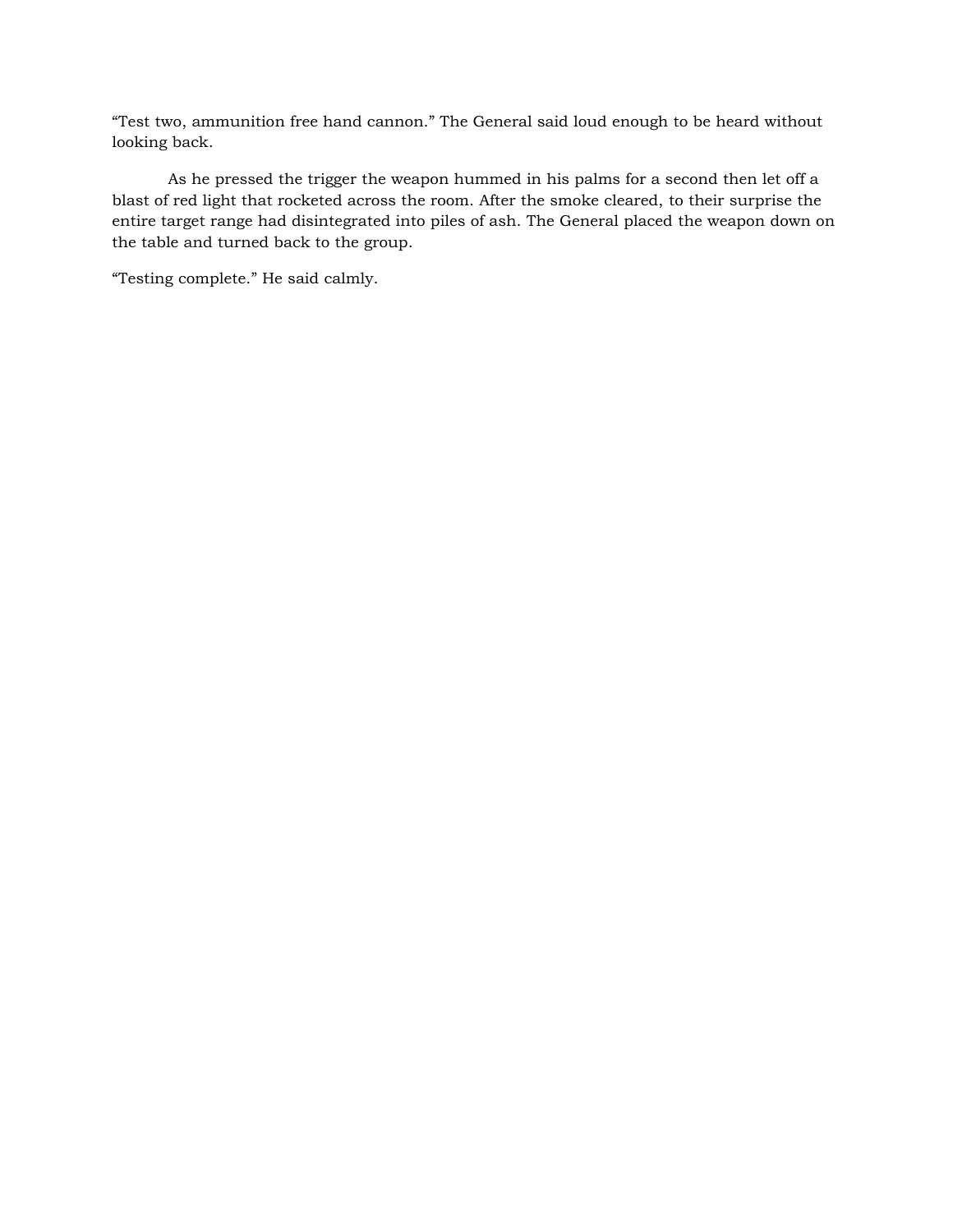“Test two, ammunition free hand cannon.” The General said loud enough to be heard without looking back.

As he pressed the trigger the weapon hummed in his palms for a second then let off a blast of red light that rocketed across the room. After the smoke cleared, to their surprise the entire target range had disintegrated into piles of ash. The General placed the weapon down on the table and turned back to the group.

“Testing complete.” He said calmly.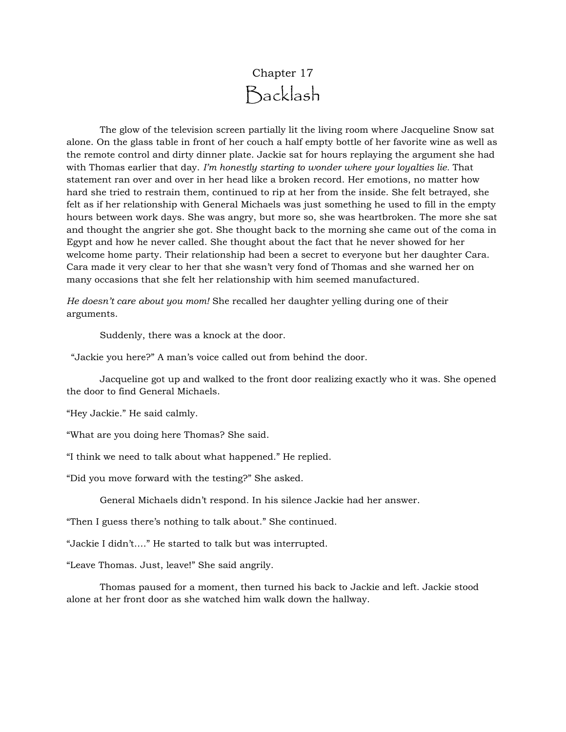# Chapter 17
## Backlash

The glow of the television screen partially lit the living room where Jacqueline Snow sat alone. On the glass table in front of her couch a half empty bottle of her favorite wine as well as the remote control and dirty dinner plate. Jackie sat for hours replaying the argument she had with Thomas earlier that day. *I'm honestly starting to wonder where your loyalties lie.* That statement ran over and over in her head like a broken record. Her emotions, no matter how hard she tried to restrain them, continued to rip at her from the inside. She felt betrayed, she felt as if her relationship with General Michaels was just something he used to fill in the empty hours between work days. She was angry, but more so, she was heartbroken. The more she sat and thought the angrier she got. She thought back to the morning she came out of the coma in Egypt and how he never called. She thought about the fact that he never showed for her welcome home party. Their relationship had been a secret to everyone but her daughter Cara. Cara made it very clear to her that she wasn't very fond of Thomas and she warned her on many occasions that she felt her relationship with him seemed manufactured.

*He doesn't care about you mom!* She recalled her daughter yelling during one of their arguments.

Suddenly, there was a knock at the door.

"Jackie you here?" A man's voice called out from behind the door.

Jacqueline got up and walked to the front door realizing exactly who it was. She opened the door to find General Michaels.

"Hey Jackie." He said calmly.

"What are you doing here Thomas? She said.

"I think we need to talk about what happened." He replied.

"Did you move forward with the testing?" She asked.

General Michaels didn't respond. In his silence Jackie had her answer.

"Then I guess there's nothing to talk about." She continued.

"Jackie I didn't…." He started to talk but was interrupted.

"Leave Thomas. Just, leave!" She said angrily.

Thomas paused for a moment, then turned his back to Jackie and left. Jackie stood alone at her front door as she watched him walk down the hallway.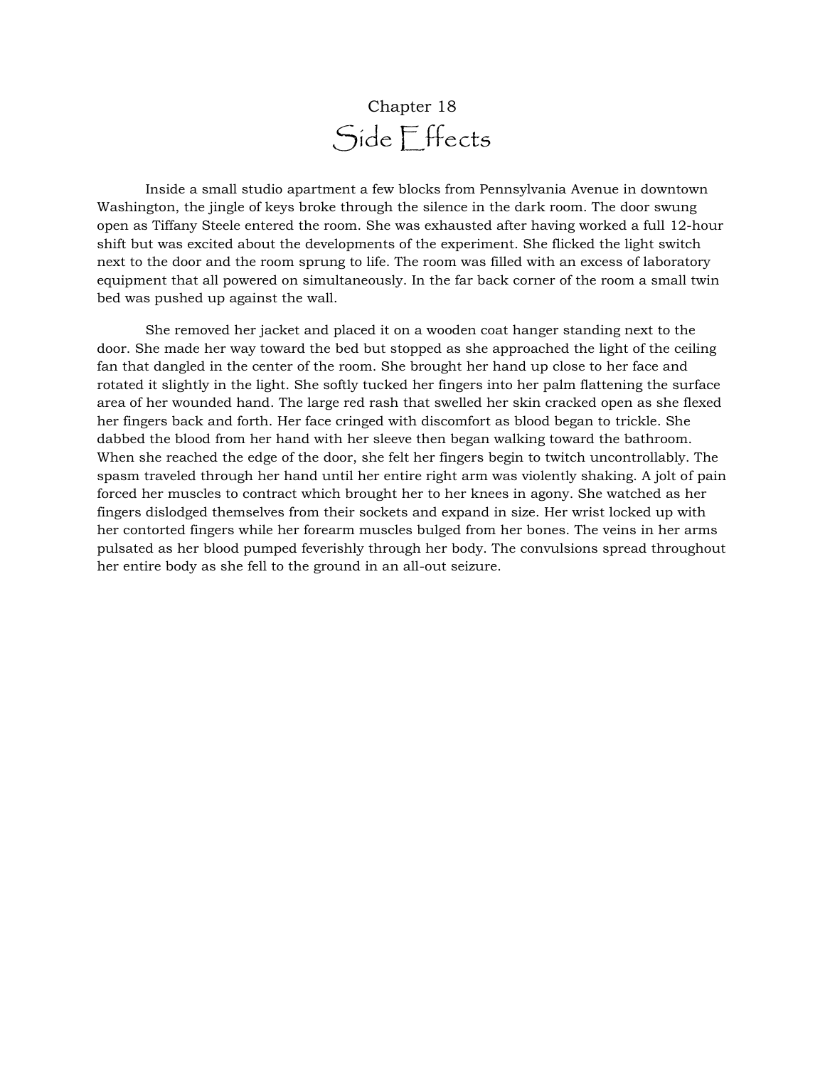Chapter 18

# Side Effects

Inside a small studio apartment a few blocks from Pennsylvania Avenue in downtown Washington, the jingle of keys broke through the silence in the dark room. The door swung open as Tiffany Steele entered the room. She was exhausted after having worked a full 12-hour shift but was excited about the developments of the experiment. She flicked the light switch next to the door and the room sprung to life. The room was filled with an excess of laboratory equipment that all powered on simultaneously. In the far back corner of the room a small twin bed was pushed up against the wall.

She removed her jacket and placed it on a wooden coat hanger standing next to the door. She made her way toward the bed but stopped as she approached the light of the ceiling fan that dangled in the center of the room. She brought her hand up close to her face and rotated it slightly in the light. She softly tucked her fingers into her palm flattening the surface area of her wounded hand. The large red rash that swelled her skin cracked open as she flexed her fingers back and forth. Her face cringed with discomfort as blood began to trickle. She dabbed the blood from her hand with her sleeve then began walking toward the bathroom. When she reached the edge of the door, she felt her fingers begin to twitch uncontrollably. The spasm traveled through her hand until her entire right arm was violently shaking. A jolt of pain forced her muscles to contract which brought her to her knees in agony. She watched as her fingers dislodged themselves from their sockets and expand in size. Her wrist locked up with her contorted fingers while her forearm muscles bulged from her bones. The veins in her arms pulsated as her blood pumped feverishly through her body. The convulsions spread throughout her entire body as she fell to the ground in an all-out seizure.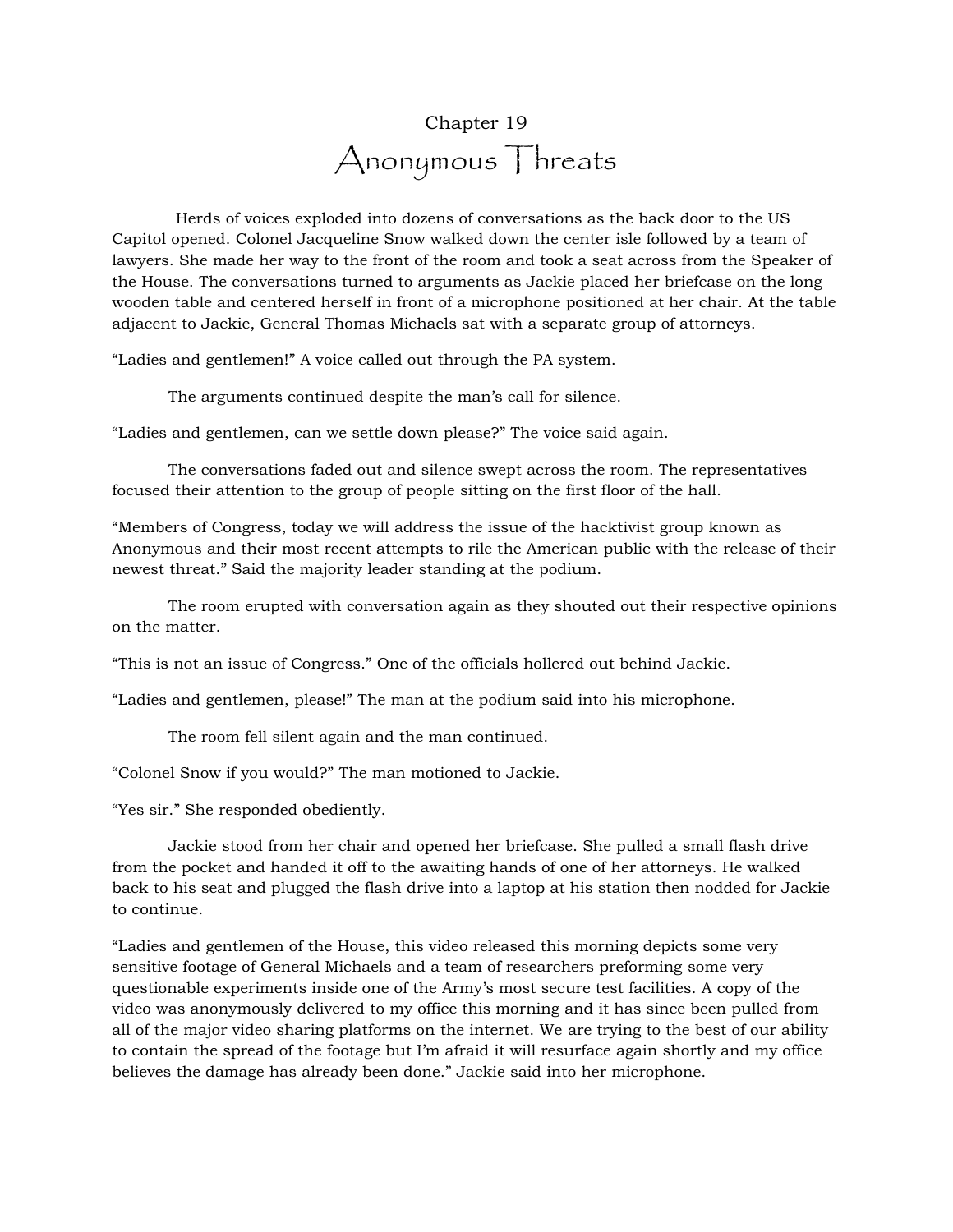# Chapter 19

## Anonymous Threats

Herds of voices exploded into dozens of conversations as the back door to the US Capitol opened. Colonel Jacqueline Snow walked down the center isle followed by a team of lawyers. She made her way to the front of the room and took a seat across from the Speaker of the House. The conversations turned to arguments as Jackie placed her briefcase on the long wooden table and centered herself in front of a microphone positioned at her chair. At the table adjacent to Jackie, General Thomas Michaels sat with a separate group of attorneys.

“Ladies and gentlemen!” A voice called out through the PA system.

The arguments continued despite the man’s call for silence.

“Ladies and gentlemen, can we settle down please?” The voice said again.

The conversations faded out and silence swept across the room. The representatives focused their attention to the group of people sitting on the first floor of the hall.

“Members of Congress, today we will address the issue of the hacktivist group known as Anonymous and their most recent attempts to rile the American public with the release of their newest threat.” Said the majority leader standing at the podium.

The room erupted with conversation again as they shouted out their respective opinions on the matter.

“This is not an issue of Congress.” One of the officials hollered out behind Jackie.

“Ladies and gentlemen, please!” The man at the podium said into his microphone.

The room fell silent again and the man continued.

“Colonel Snow if you would?” The man motioned to Jackie.

“Yes sir.” She responded obediently.

Jackie stood from her chair and opened her briefcase. She pulled a small flash drive from the pocket and handed it off to the awaiting hands of one of her attorneys. He walked back to his seat and plugged the flash drive into a laptop at his station then nodded for Jackie to continue.

“Ladies and gentlemen of the House, this video released this morning depicts some very sensitive footage of General Michaels and a team of researchers preforming some very questionable experiments inside one of the Army’s most secure test facilities. A copy of the video was anonymously delivered to my office this morning and it has since been pulled from all of the major video sharing platforms on the internet. We are trying to the best of our ability to contain the spread of the footage but I’m afraid it will resurface again shortly and my office believes the damage has already been done.” Jackie said into her microphone.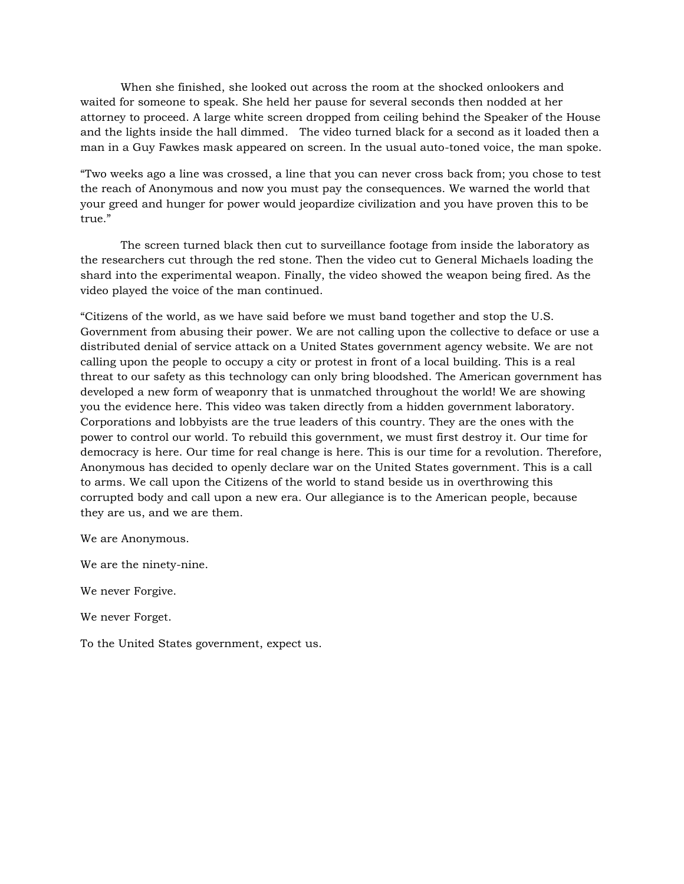When she finished, she looked out across the room at the shocked onlookers and waited for someone to speak. She held her pause for several seconds then nodded at her attorney to proceed. A large white screen dropped from ceiling behind the Speaker of the House and the lights inside the hall dimmed.   The video turned black for a second as it loaded then a man in a Guy Fawkes mask appeared on screen. In the usual auto-toned voice, the man spoke.

"Two weeks ago a line was crossed, a line that you can never cross back from; you chose to test the reach of Anonymous and now you must pay the consequences. We warned the world that your greed and hunger for power would jeopardize civilization and you have proven this to be true."

The screen turned black then cut to surveillance footage from inside the laboratory as the researchers cut through the red stone. Then the video cut to General Michaels loading the shard into the experimental weapon. Finally, the video showed the weapon being fired. As the video played the voice of the man continued.

"Citizens of the world, as we have said before we must band together and stop the U.S. Government from abusing their power. We are not calling upon the collective to deface or use a distributed denial of service attack on a United States government agency website. We are not calling upon the people to occupy a city or protest in front of a local building. This is a real threat to our safety as this technology can only bring bloodshed. The American government has developed a new form of weaponry that is unmatched throughout the world! We are showing you the evidence here. This video was taken directly from a hidden government laboratory. Corporations and lobbyists are the true leaders of this country. They are the ones with the power to control our world. To rebuild this government, we must first destroy it. Our time for democracy is here. Our time for real change is here. This is our time for a revolution. Therefore, Anonymous has decided to openly declare war on the United States government. This is a call to arms. We call upon the Citizens of the world to stand beside us in overthrowing this corrupted body and call upon a new era. Our allegiance is to the American people, because they are us, and we are them.

We are Anonymous.

We are the ninety-nine.

We never Forgive.

We never Forget.

To the United States government, expect us.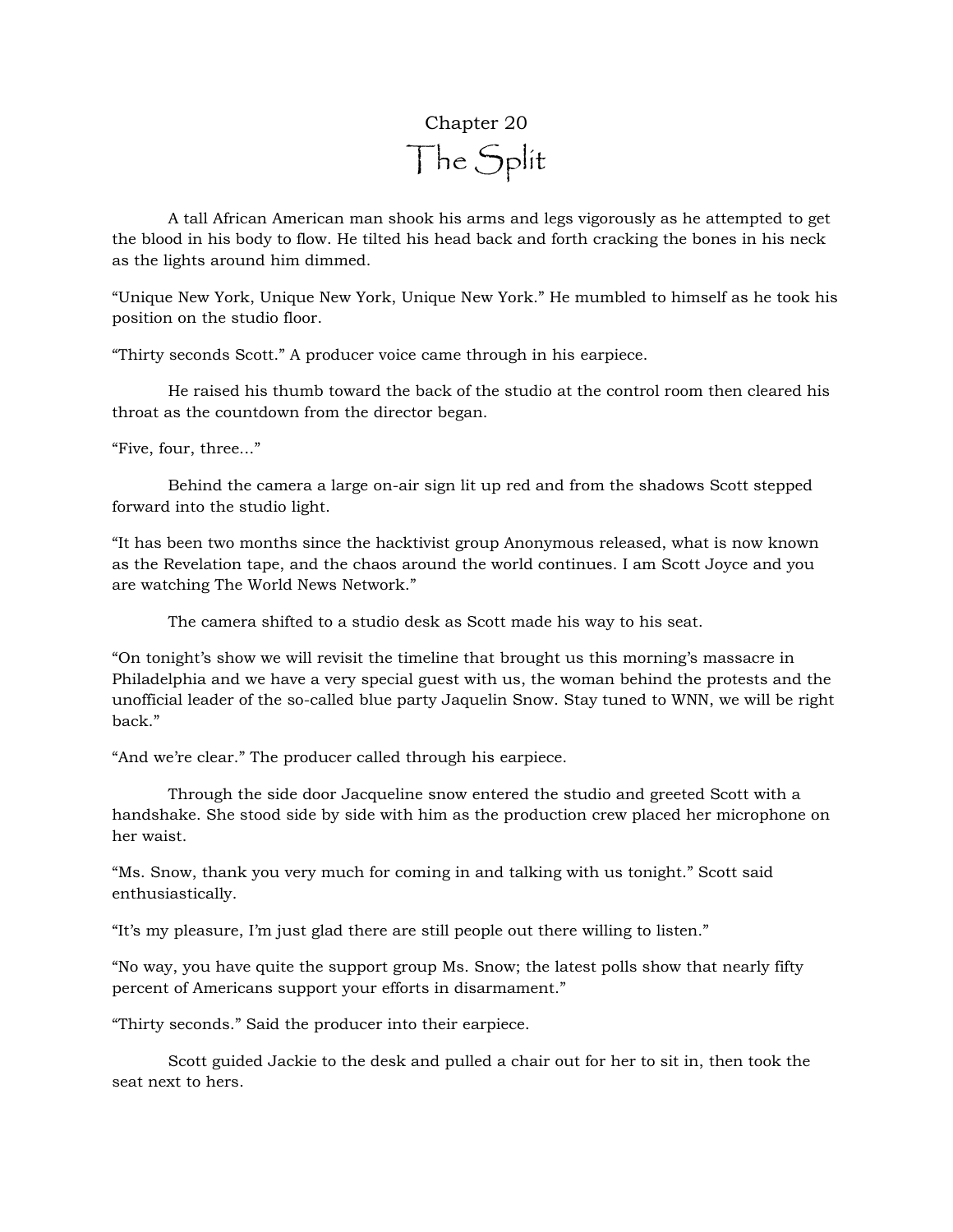# Chapter 20
## The Split

A tall African American man shook his arms and legs vigorously as he attempted to get the blood in his body to flow. He tilted his head back and forth cracking the bones in his neck as the lights around him dimmed.

"Unique New York, Unique New York, Unique New York." He mumbled to himself as he took his position on the studio floor.

"Thirty seconds Scott." A producer voice came through in his earpiece.

He raised his thumb toward the back of the studio at the control room then cleared his throat as the countdown from the director began.

"Five, four, three..."

Behind the camera a large on-air sign lit up red and from the shadows Scott stepped forward into the studio light.

"It has been two months since the hacktivist group Anonymous released, what is now known as the Revelation tape, and the chaos around the world continues. I am Scott Joyce and you are watching The World News Network."

The camera shifted to a studio desk as Scott made his way to his seat.

"On tonight's show we will revisit the timeline that brought us this morning's massacre in Philadelphia and we have a very special guest with us, the woman behind the protests and the unofficial leader of the so-called blue party Jaquelin Snow. Stay tuned to WNN, we will be right back."

"And we're clear." The producer called through his earpiece.

Through the side door Jacqueline snow entered the studio and greeted Scott with a handshake. She stood side by side with him as the production crew placed her microphone on her waist.

"Ms. Snow, thank you very much for coming in and talking with us tonight." Scott said enthusiastically.

"It's my pleasure, I'm just glad there are still people out there willing to listen."

"No way, you have quite the support group Ms. Snow; the latest polls show that nearly fifty percent of Americans support your efforts in disarmament."

"Thirty seconds." Said the producer into their earpiece.

Scott guided Jackie to the desk and pulled a chair out for her to sit in, then took the seat next to hers.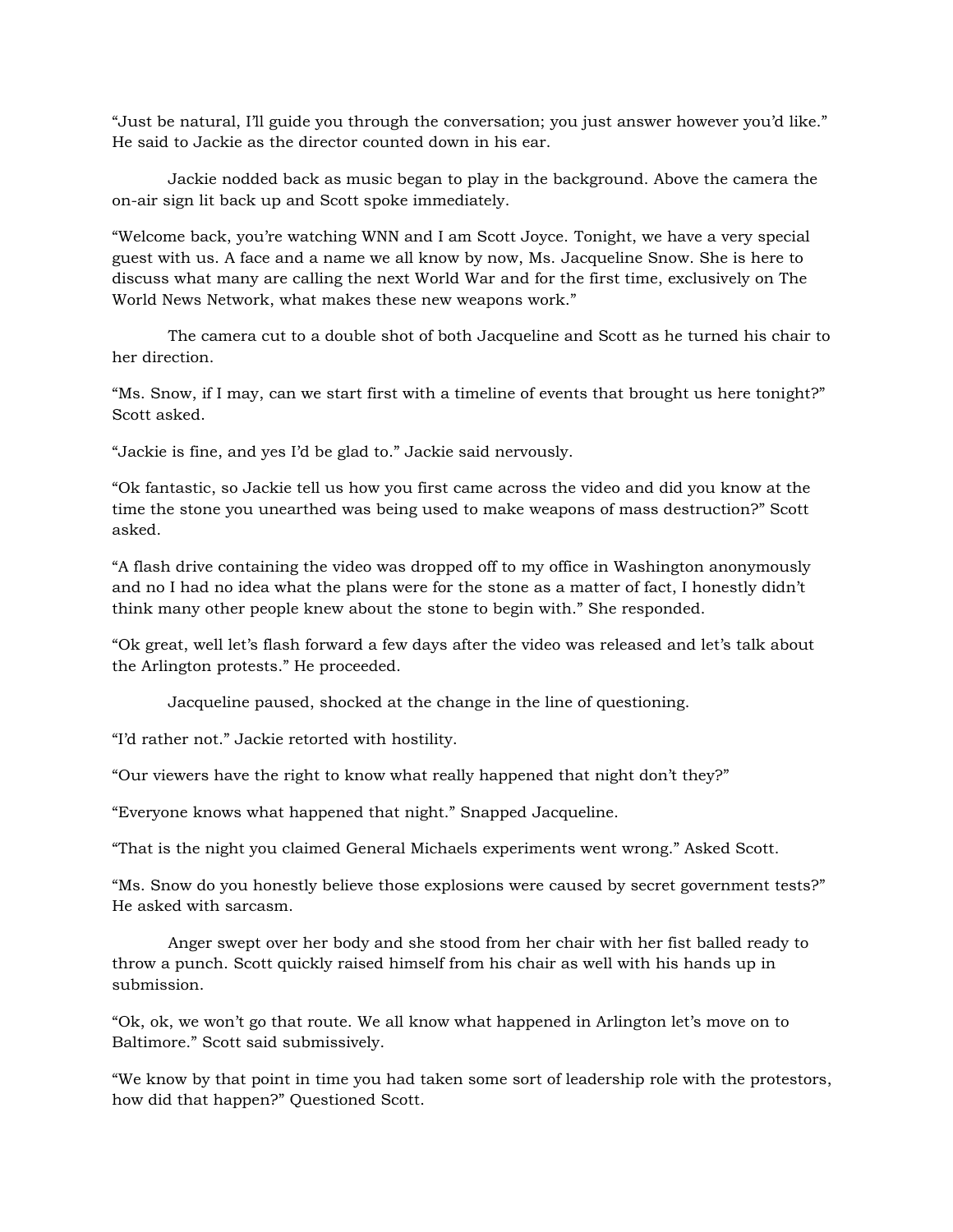"Just be natural, I'll guide you through the conversation; you just answer however you'd like." He said to Jackie as the director counted down in his ear.

Jackie nodded back as music began to play in the background. Above the camera the on-air sign lit back up and Scott spoke immediately.

"Welcome back, you're watching WNN and I am Scott Joyce. Tonight, we have a very special guest with us. A face and a name we all know by now, Ms. Jacqueline Snow. She is here to discuss what many are calling the next World War and for the first time, exclusively on The World News Network, what makes these new weapons work."

The camera cut to a double shot of both Jacqueline and Scott as he turned his chair to her direction.

"Ms. Snow, if I may, can we start first with a timeline of events that brought us here tonight?" Scott asked.

"Jackie is fine, and yes I'd be glad to." Jackie said nervously.

"Ok fantastic, so Jackie tell us how you first came across the video and did you know at the time the stone you unearthed was being used to make weapons of mass destruction?" Scott asked.

"A flash drive containing the video was dropped off to my office in Washington anonymously and no I had no idea what the plans were for the stone as a matter of fact, I honestly didn't think many other people knew about the stone to begin with." She responded.

"Ok great, well let's flash forward a few days after the video was released and let's talk about the Arlington protests." He proceeded.

Jacqueline paused, shocked at the change in the line of questioning.

"I'd rather not." Jackie retorted with hostility.

"Our viewers have the right to know what really happened that night don't they?"

"Everyone knows what happened that night." Snapped Jacqueline.

"That is the night you claimed General Michaels experiments went wrong." Asked Scott.

"Ms. Snow do you honestly believe those explosions were caused by secret government tests?" He asked with sarcasm.

Anger swept over her body and she stood from her chair with her fist balled ready to throw a punch. Scott quickly raised himself from his chair as well with his hands up in submission.

"Ok, ok, we won't go that route. We all know what happened in Arlington let's move on to Baltimore." Scott said submissively.

"We know by that point in time you had taken some sort of leadership role with the protestors, how did that happen?" Questioned Scott.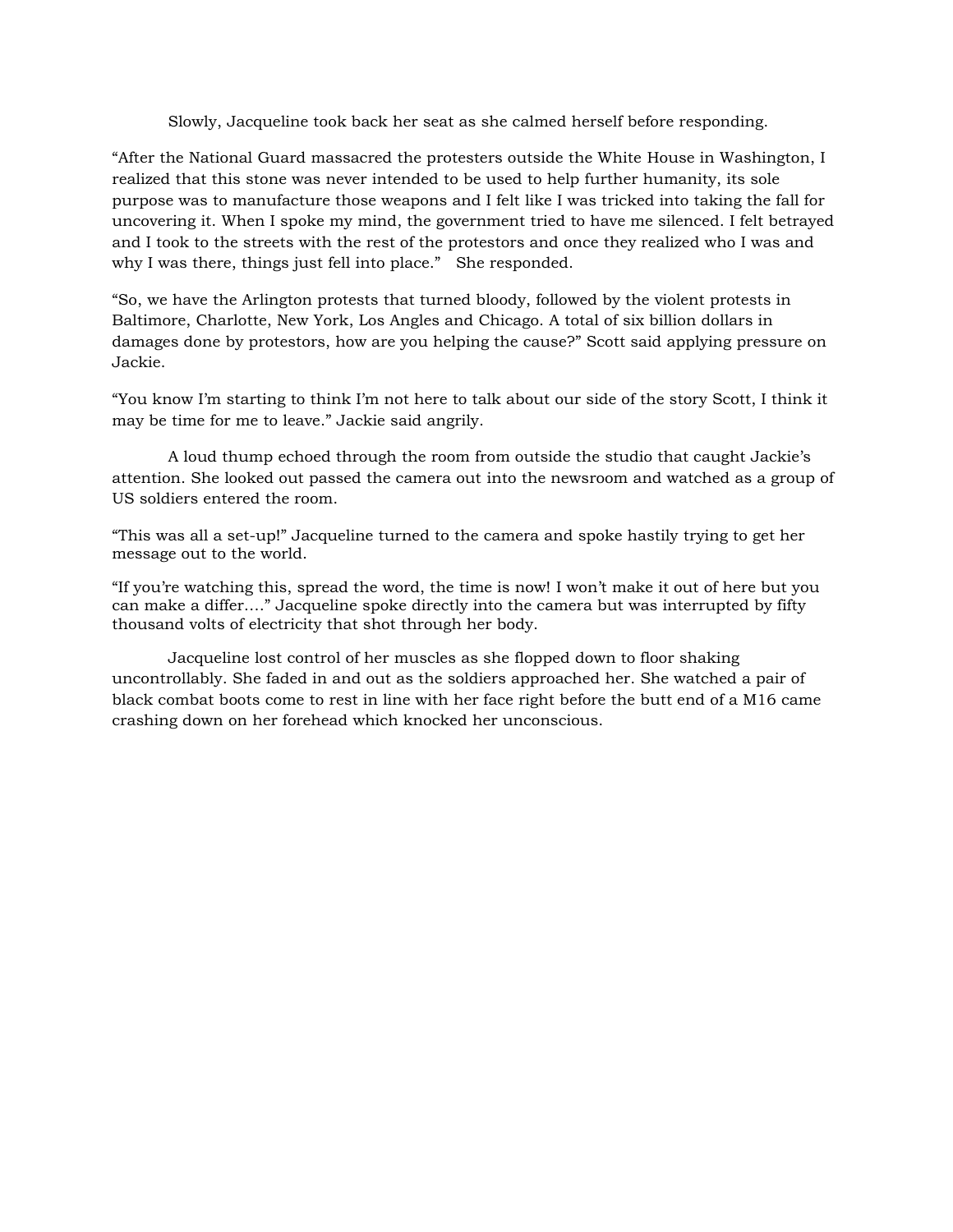Slowly, Jacqueline took back her seat as she calmed herself before responding.

"After the National Guard massacred the protesters outside the White House in Washington, I realized that this stone was never intended to be used to help further humanity, its sole purpose was to manufacture those weapons and I felt like I was tricked into taking the fall for uncovering it. When I spoke my mind, the government tried to have me silenced. I felt betrayed and I took to the streets with the rest of the protestors and once they realized who I was and why I was there, things just fell into place."   She responded.

"So, we have the Arlington protests that turned bloody, followed by the violent protests in Baltimore, Charlotte, New York, Los Angles and Chicago. A total of six billion dollars in damages done by protestors, how are you helping the cause?" Scott said applying pressure on Jackie.

"You know I'm starting to think I'm not here to talk about our side of the story Scott, I think it may be time for me to leave." Jackie said angrily.

A loud thump echoed through the room from outside the studio that caught Jackie's attention. She looked out passed the camera out into the newsroom and watched as a group of US soldiers entered the room.

"This was all a set-up!" Jacqueline turned to the camera and spoke hastily trying to get her message out to the world.

"If you're watching this, spread the word, the time is now! I won't make it out of here but you can make a differ…." Jacqueline spoke directly into the camera but was interrupted by fifty thousand volts of electricity that shot through her body.

Jacqueline lost control of her muscles as she flopped down to floor shaking uncontrollably. She faded in and out as the soldiers approached her. She watched a pair of black combat boots come to rest in line with her face right before the butt end of a M16 came crashing down on her forehead which knocked her unconscious.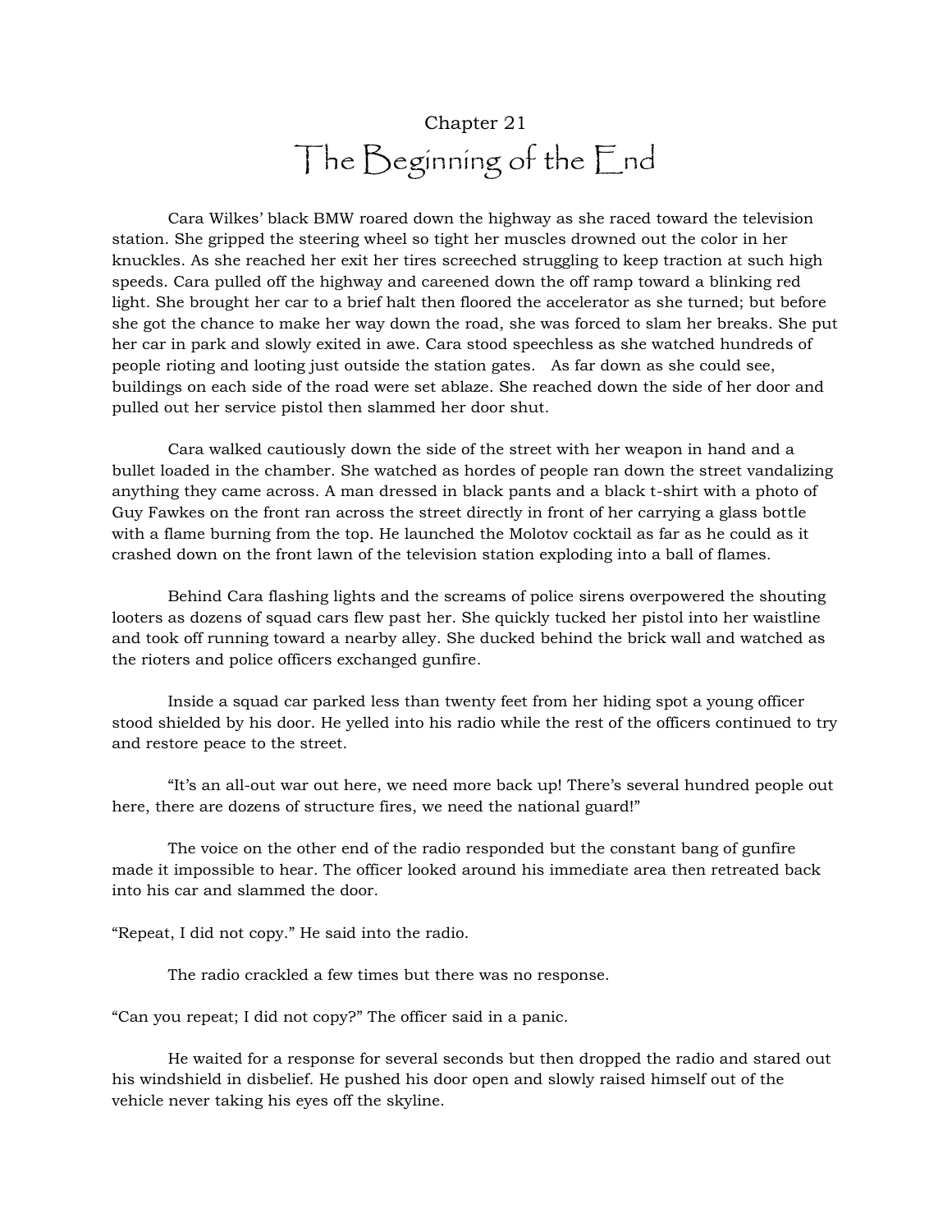Chapter 21

# The Beginning of the End

Cara Wilkes' black BMW roared down the highway as she raced toward the television station. She gripped the steering wheel so tight her muscles drowned out the color in her knuckles. As she reached her exit her tires screeched struggling to keep traction at such high speeds. Cara pulled off the highway and careened down the off ramp toward a blinking red light. She brought her car to a brief halt then floored the accelerator as she turned; but before she got the chance to make her way down the road, she was forced to slam her breaks. She put her car in park and slowly exited in awe. Cara stood speechless as she watched hundreds of people rioting and looting just outside the station gates. As far down as she could see, buildings on each side of the road were set ablaze. She reached down the side of her door and pulled out her service pistol then slammed her door shut.

Cara walked cautiously down the side of the street with her weapon in hand and a bullet loaded in the chamber. She watched as hordes of people ran down the street vandalizing anything they came across. A man dressed in black pants and a black t-shirt with a photo of Guy Fawkes on the front ran across the street directly in front of her carrying a glass bottle with a flame burning from the top. He launched the Molotov cocktail as far as he could as it crashed down on the front lawn of the television station exploding into a ball of flames.

Behind Cara flashing lights and the screams of police sirens overpowered the shouting looters as dozens of squad cars flew past her. She quickly tucked her pistol into her waistline and took off running toward a nearby alley. She ducked behind the brick wall and watched as the rioters and police officers exchanged gunfire.

Inside a squad car parked less than twenty feet from her hiding spot a young officer stood shielded by his door. He yelled into his radio while the rest of the officers continued to try and restore peace to the street.

"It's an all-out war out here, we need more back up! There's several hundred people out here, there are dozens of structure fires, we need the national guard!"

The voice on the other end of the radio responded but the constant bang of gunfire made it impossible to hear. The officer looked around his immediate area then retreated back into his car and slammed the door.

"Repeat, I did not copy." He said into the radio.

The radio crackled a few times but there was no response.

"Can you repeat; I did not copy?" The officer said in a panic.

He waited for a response for several seconds but then dropped the radio and stared out his windshield in disbelief. He pushed his door open and slowly raised himself out of the vehicle never taking his eyes off the skyline.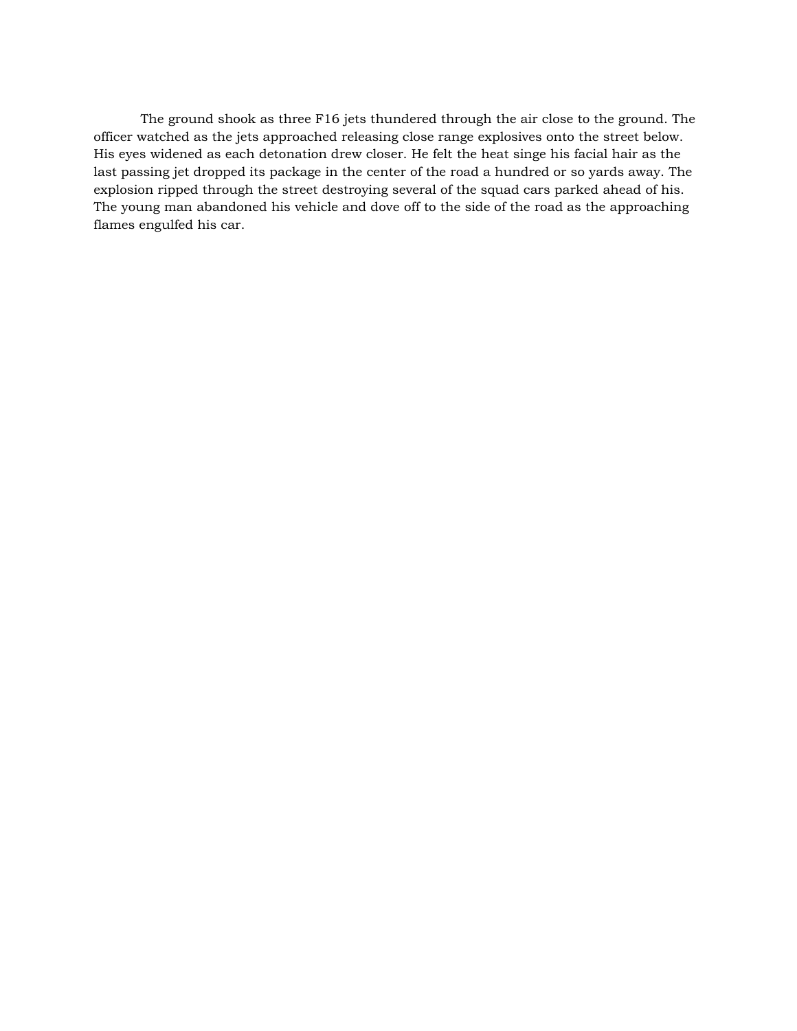The ground shook as three F16 jets thundered through the air close to the ground. The officer watched as the jets approached releasing close range explosives onto the street below. His eyes widened as each detonation drew closer. He felt the heat singe his facial hair as the last passing jet dropped its package in the center of the road a hundred or so yards away. The explosion ripped through the street destroying several of the squad cars parked ahead of his. The young man abandoned his vehicle and dove off to the side of the road as the approaching flames engulfed his car.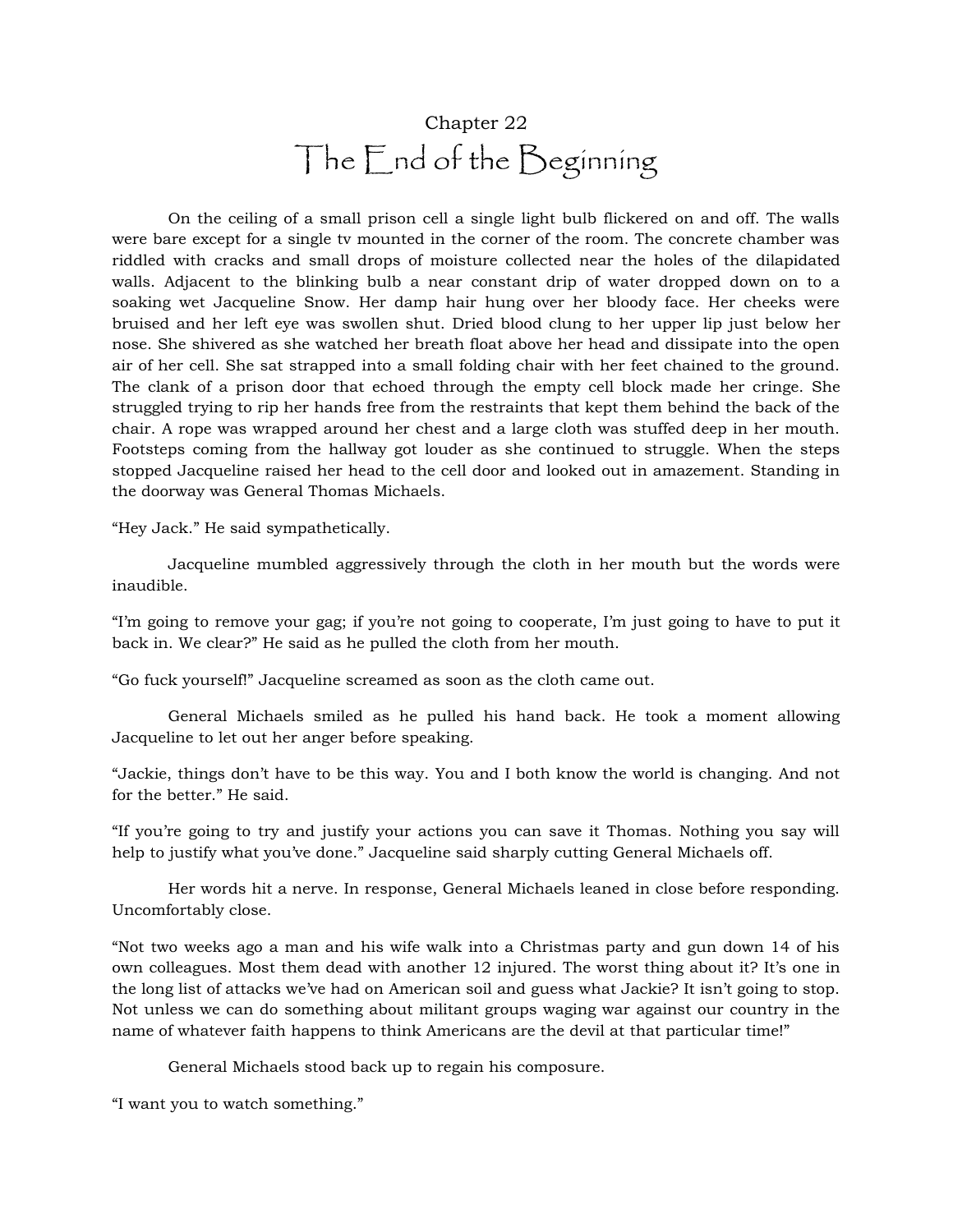Chapter 22

# The End of the Beginning

On the ceiling of a small prison cell a single light bulb flickered on and off. The walls were bare except for a single tv mounted in the corner of the room. The concrete chamber was riddled with cracks and small drops of moisture collected near the holes of the dilapidated walls. Adjacent to the blinking bulb a near constant drip of water dropped down on to a soaking wet Jacqueline Snow. Her damp hair hung over her bloody face. Her cheeks were bruised and her left eye was swollen shut. Dried blood clung to her upper lip just below her nose. She shivered as she watched her breath float above her head and dissipate into the open air of her cell. She sat strapped into a small folding chair with her feet chained to the ground. The clank of a prison door that echoed through the empty cell block made her cringe. She struggled trying to rip her hands free from the restraints that kept them behind the back of the chair. A rope was wrapped around her chest and a large cloth was stuffed deep in her mouth. Footsteps coming from the hallway got louder as she continued to struggle. When the steps stopped Jacqueline raised her head to the cell door and looked out in amazement. Standing in the doorway was General Thomas Michaels.

"Hey Jack." He said sympathetically.

Jacqueline mumbled aggressively through the cloth in her mouth but the words were inaudible.

"I'm going to remove your gag; if you're not going to cooperate, I'm just going to have to put it back in. We clear?" He said as he pulled the cloth from her mouth.

"Go fuck yourself!" Jacqueline screamed as soon as the cloth came out.

General Michaels smiled as he pulled his hand back. He took a moment allowing Jacqueline to let out her anger before speaking.

"Jackie, things don't have to be this way. You and I both know the world is changing. And not for the better." He said.

"If you're going to try and justify your actions you can save it Thomas. Nothing you say will help to justify what you've done." Jacqueline said sharply cutting General Michaels off.

Her words hit a nerve. In response, General Michaels leaned in close before responding. Uncomfortably close.

"Not two weeks ago a man and his wife walk into a Christmas party and gun down 14 of his own colleagues. Most them dead with another 12 injured. The worst thing about it? It's one in the long list of attacks we've had on American soil and guess what Jackie? It isn't going to stop. Not unless we can do something about militant groups waging war against our country in the name of whatever faith happens to think Americans are the devil at that particular time!"

General Michaels stood back up to regain his composure.

"I want you to watch something."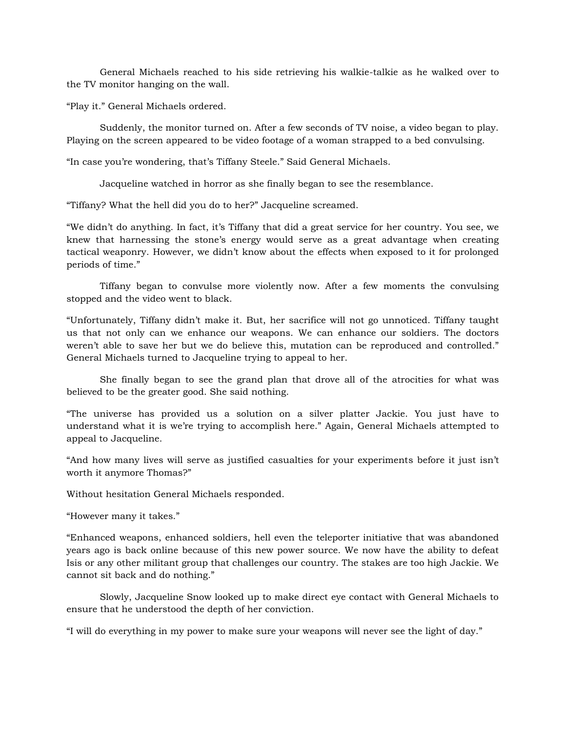General Michaels reached to his side retrieving his walkie-talkie as he walked over to the TV monitor hanging on the wall.

"Play it." General Michaels ordered.

Suddenly, the monitor turned on. After a few seconds of TV noise, a video began to play. Playing on the screen appeared to be video footage of a woman strapped to a bed convulsing.

"In case you're wondering, that's Tiffany Steele." Said General Michaels.

Jacqueline watched in horror as she finally began to see the resemblance.

"Tiffany? What the hell did you do to her?" Jacqueline screamed.

"We didn't do anything. In fact, it's Tiffany that did a great service for her country. You see, we knew that harnessing the stone's energy would serve as a great advantage when creating tactical weaponry. However, we didn't know about the effects when exposed to it for prolonged periods of time."

Tiffany began to convulse more violently now. After a few moments the convulsing stopped and the video went to black.

"Unfortunately, Tiffany didn't make it. But, her sacrifice will not go unnoticed. Tiffany taught us that not only can we enhance our weapons. We can enhance our soldiers. The doctors weren't able to save her but we do believe this, mutation can be reproduced and controlled." General Michaels turned to Jacqueline trying to appeal to her.

She finally began to see the grand plan that drove all of the atrocities for what was believed to be the greater good. She said nothing.

"The universe has provided us a solution on a silver platter Jackie. You just have to understand what it is we're trying to accomplish here." Again, General Michaels attempted to appeal to Jacqueline.

"And how many lives will serve as justified casualties for your experiments before it just isn't worth it anymore Thomas?"

Without hesitation General Michaels responded.

"However many it takes."

"Enhanced weapons, enhanced soldiers, hell even the teleporter initiative that was abandoned years ago is back online because of this new power source. We now have the ability to defeat Isis or any other militant group that challenges our country. The stakes are too high Jackie. We cannot sit back and do nothing."

Slowly, Jacqueline Snow looked up to make direct eye contact with General Michaels to ensure that he understood the depth of her conviction.

"I will do everything in my power to make sure your weapons will never see the light of day."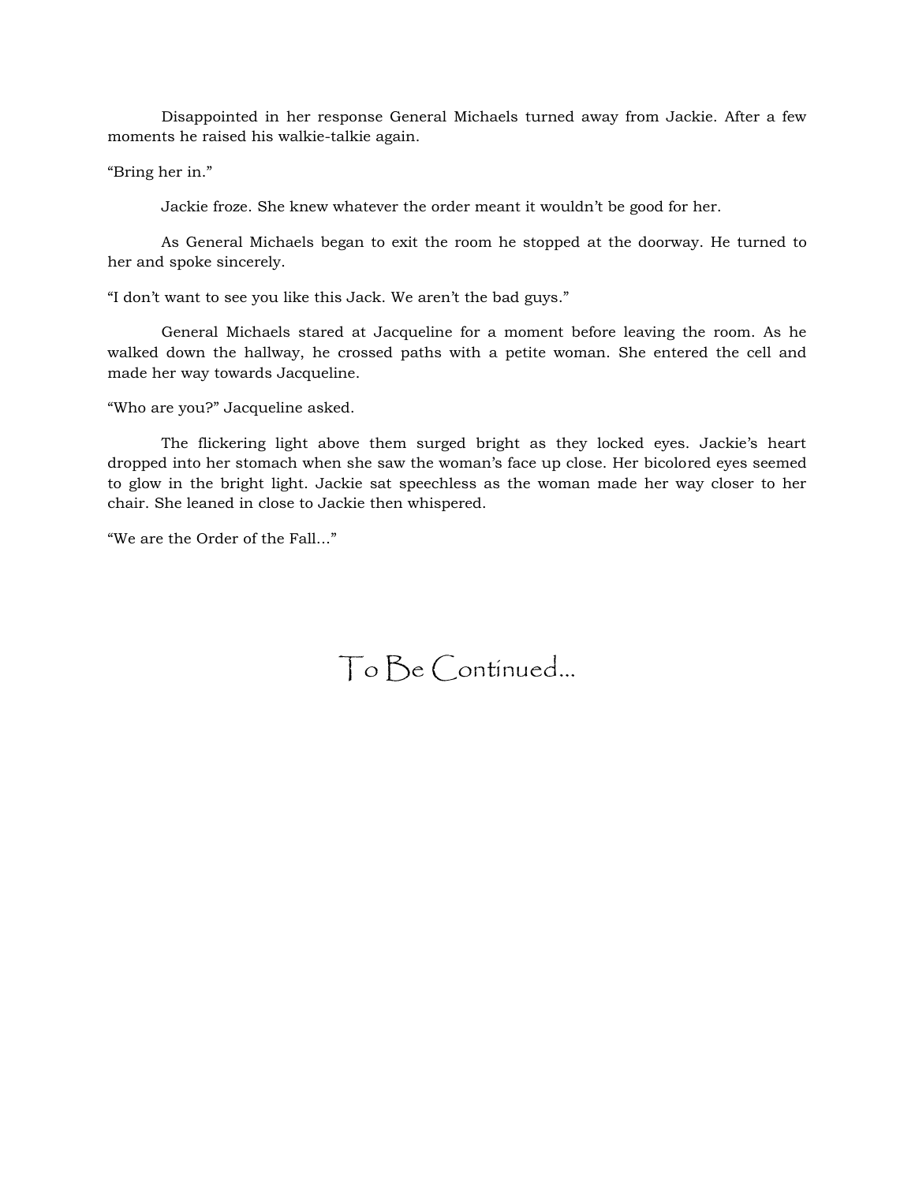Disappointed in her response General Michaels turned away from Jackie. After a few moments he raised his walkie-talkie again.

“Bring her in.”

Jackie froze. She knew whatever the order meant it wouldn’t be good for her.

As General Michaels began to exit the room he stopped at the doorway. He turned to her and spoke sincerely.

“I don’t want to see you like this Jack. We aren’t the bad guys.”

General Michaels stared at Jacqueline for a moment before leaving the room. As he walked down the hallway, he crossed paths with a petite woman. She entered the cell and made her way towards Jacqueline.

“Who are you?” Jacqueline asked.

The flickering light above them surged bright as they locked eyes. Jackie’s heart dropped into her stomach when she saw the woman’s face up close. Her bicolored eyes seemed to glow in the bright light. Jackie sat speechless as the woman made her way closer to her chair. She leaned in close to Jackie then whispered.

“We are the Order of the Fall…”

To Be Continued…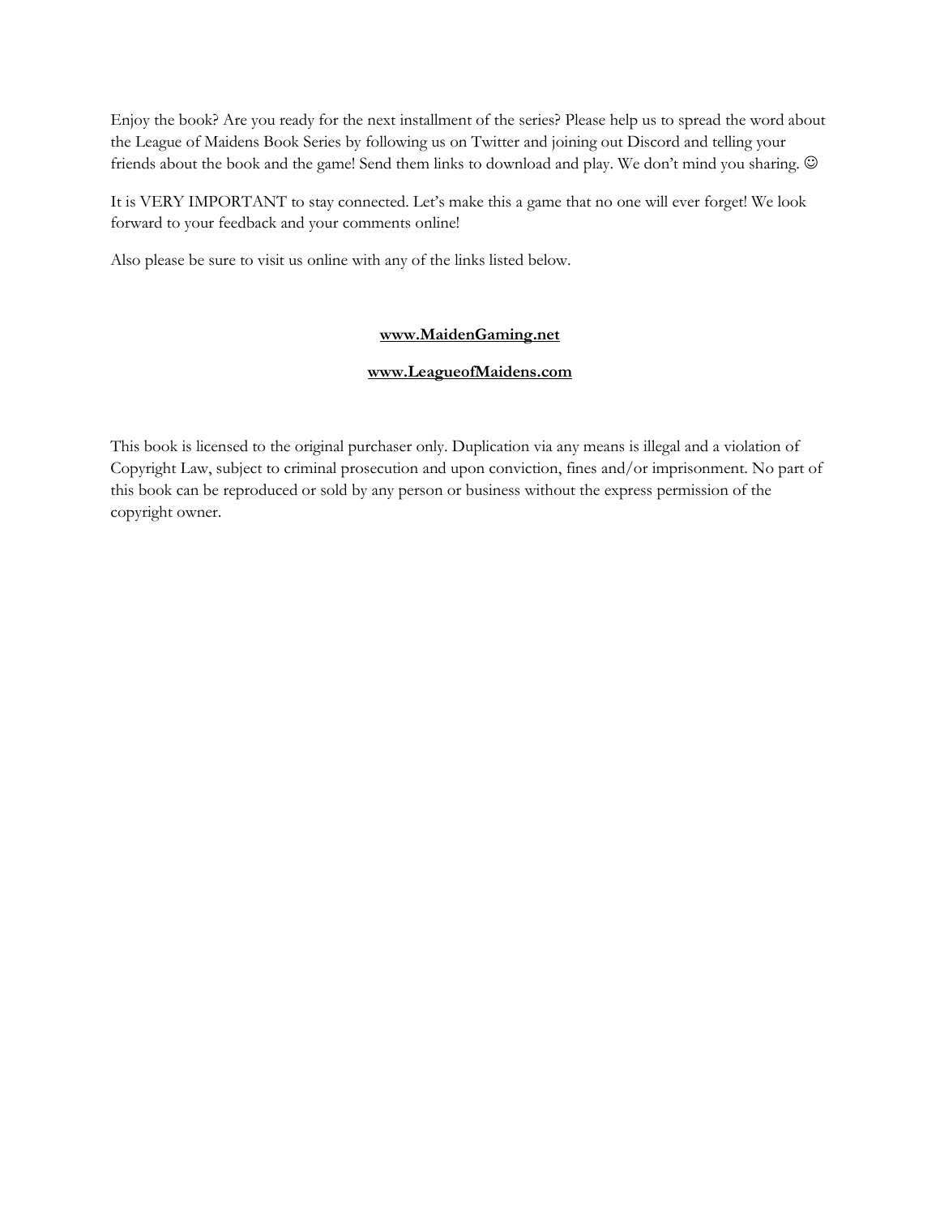Enjoy the book? Are you ready for the next installment of the series? Please help us to spread the word about the League of Maidens Book Series by following us on Twitter and joining out Discord and telling your friends about the book and the game! Send them links to download and play. We don't mind you sharing. ☺

It is VERY IMPORTANT to stay connected. Let's make this a game that no one will ever forget! We look forward to your feedback and your comments online!

Also please be sure to visit us online with any of the links listed below.

**www.MaidenGaming.net**

**www.LeagueofMaidens.com**

This book is licensed to the original purchaser only. Duplication via any means is illegal and a violation of Copyright Law, subject to criminal prosecution and upon conviction, fines and/or imprisonment. No part of this book can be reproduced or sold by any person or business without the express permission of the copyright owner.